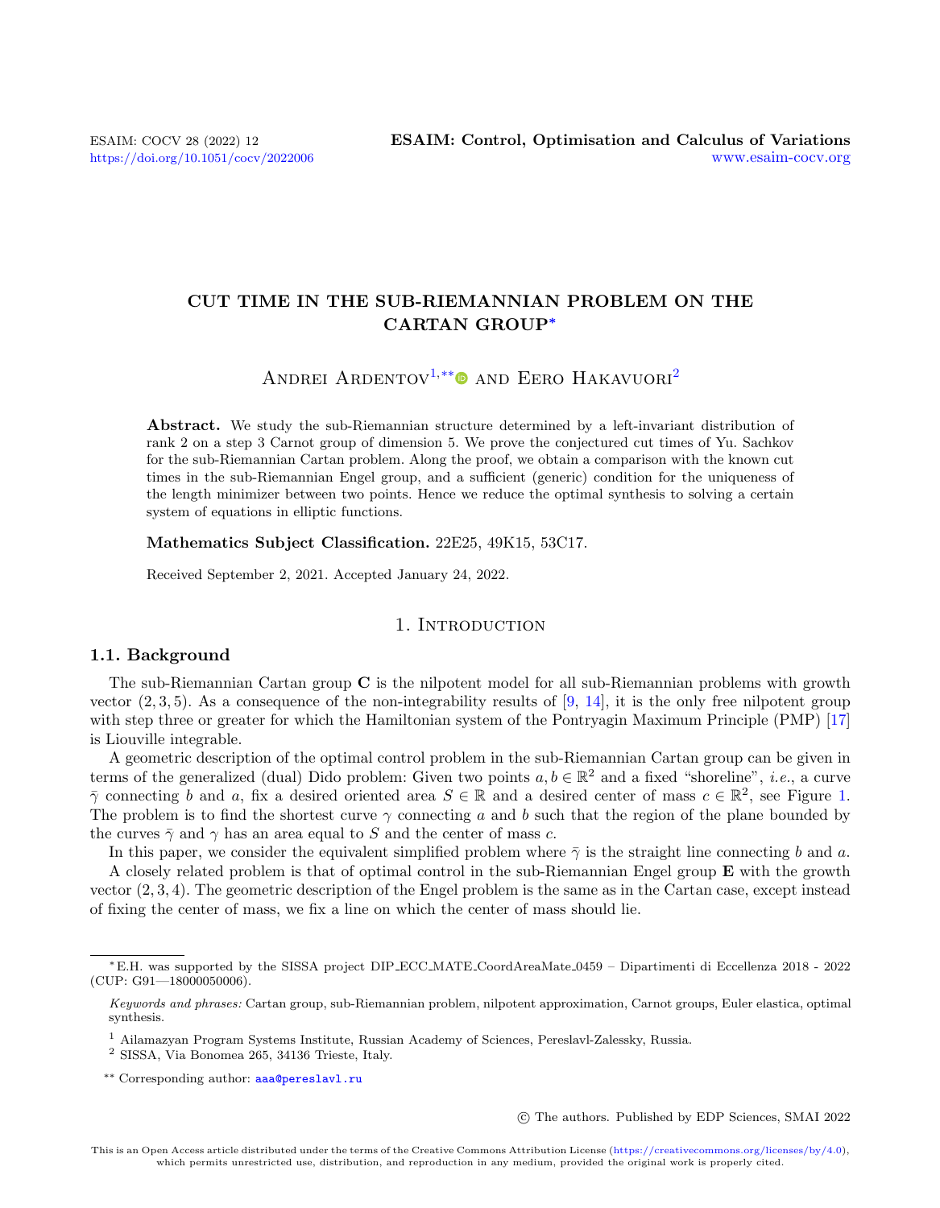# CUT TIME IN THE SUB-RIEMANNIAN PROBLEM ON THE CARTAN GROUP*

Andrei Ardentov[1,**] and Eero Hakavuori[2]

**Abstract.** We study the sub-Riemannian structure determined by a left-invariant distribution of rank 2 on a step 3 Carnot group of dimension 5. We prove the conjectured cut times of Yu. Sachkov for the sub-Riemannian Cartan problem. Along the proof, we obtain a comparison with the known cut times in the sub-Riemannian Engel group, and a sufficient (generic) condition for the uniqueness of the length minimizer between two points. Hence we reduce the optimal synthesis to solving a certain system of equations in elliptic functions.

**Mathematics Subject Classification.** 22E25, 49K15, 53C17.

Received September 2, 2021. Accepted January 24, 2022.

## 1. Introduction

### 1.1. Background

The sub-Riemannian Cartan group $\mathbf{C}$ is the nilpotent model for all sub-Riemannian problems with growth vector $(2, 3, 5)$. As a consequence of the non-integrability results of [9, 14], it is the only free nilpotent group with step three or greater for which the Hamiltonian system of the Pontryagin Maximum Principle (PMP) [17] is Liouville integrable.

A geometric description of the optimal control problem in the sub-Riemannian Cartan group can be given in terms of the generalized (dual) Dido problem: Given two points $a, b \in \mathbb{R}^2$ and a fixed "shoreline", *i.e.*, a curve $\bar{\gamma}$ connecting $b$ and $a$, fix a desired oriented area $S \in \mathbb{R}$ and a desired center of mass $c \in \mathbb{R}^2$, see Figure 1. The problem is to find the shortest curve $\gamma$ connecting $a$ and $b$ such that the region of the plane bounded by the curves $\bar{\gamma}$ and $\gamma$ has an area equal to $S$ and the center of mass $c$.

In this paper, we consider the equivalent simplified problem where $\bar{\gamma}$ is the straight line connecting $b$ and $a$.

A closely related problem is that of optimal control in the sub-Riemannian Engel group $\mathbf{E}$ with the growth vector $(2, 3, 4)$. The geometric description of the Engel problem is the same as in the Cartan case, except instead of fixing the center of mass, we fix a line on which the center of mass should lie.

---

*E.H. was supported by the SISSA project DIP_ECC_MATE_CoordAreaMate_0459 – Dipartimenti di Eccellenza 2018 - 2022 (CUP: G91—18000050006).

*Keywords and phrases:* Cartan group, sub-Riemannian problem, nilpotent approximation, Carnot groups, Euler elastica, optimal synthesis.

[1] Ailamazyan Program Systems Institute, Russian Academy of Sciences, Pereslavl-Zalessky, Russia.

[2] SISSA, Via Bonomea 265, 34136 Trieste, Italy.

** Corresponding author: aaa@pereslavl.ru

© The authors. Published by EDP Sciences, SMAI 2022

This is an Open Access article distributed under the terms of the Creative Commons Attribution License (https://creativecommons.org/licenses/by/4.0), which permits unrestricted use, distribution, and reproduction in any medium, provided the original work is properly cited.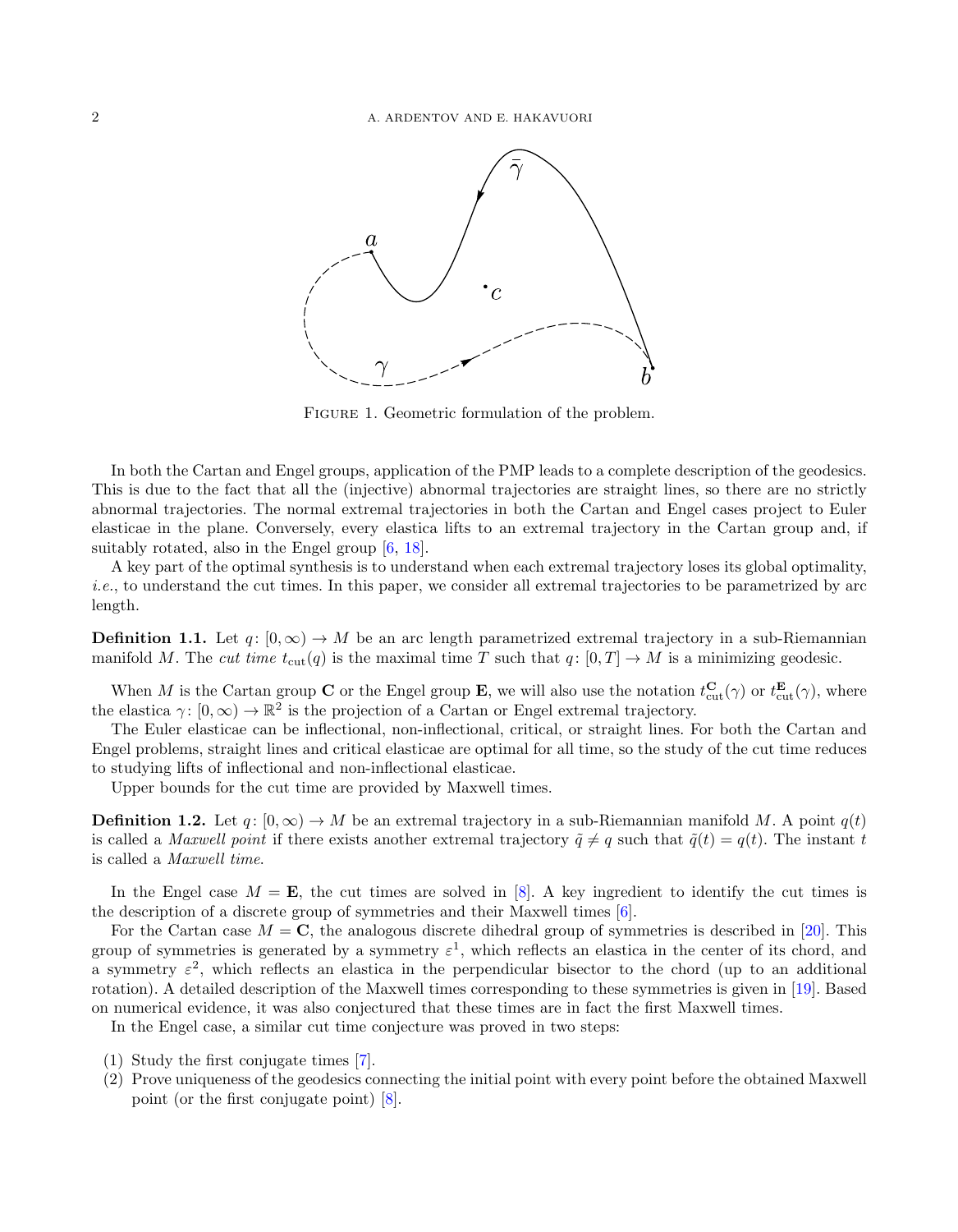FIGURE 1. Geometric formulation of the problem.

In both the Cartan and Engel groups, application of the PMP leads to a complete description of the geodesics. This is due to the fact that all the (injective) abnormal trajectories are straight lines, so there are no strictly abnormal trajectories. The normal extremal trajectories in both the Cartan and Engel cases project to Euler elasticae in the plane. Conversely, every elastica lifts to an extremal trajectory in the Cartan group and, if suitably rotated, also in the Engel group [6, 18].

A key part of the optimal synthesis is to understand when each extremal trajectory loses its global optimality, *i.e.*, to understand the cut times. In this paper, we consider all extremal trajectories to be parametrized by arc length.

**Definition 1.1.** Let $q\colon [0,\infty) \to M$ be an arc length parametrized extremal trajectory in a sub-Riemannian manifold $M$. The *cut time* $t_{\mathrm{cut}}(q)$ is the maximal time $T$ such that $q\colon [0,T] \to M$ is a minimizing geodesic.

When $M$ is the Cartan group $\mathbf{C}$ or the Engel group $\mathbf{E}$, we will also use the notation $t^{\mathbf{C}}_{\mathrm{cut}}(\gamma)$ or $t^{\mathbf{E}}_{\mathrm{cut}}(\gamma)$, where the elastica $\gamma\colon [0,\infty) \to \mathbb{R}^2$ is the projection of a Cartan or Engel extremal trajectory.

The Euler elasticae can be inflectional, non-inflectional, critical, or straight lines. For both the Cartan and Engel problems, straight lines and critical elasticae are optimal for all time, so the study of the cut time reduces to studying lifts of inflectional and non-inflectional elasticae.

Upper bounds for the cut time are provided by Maxwell times.

**Definition 1.2.** Let $q\colon [0,\infty) \to M$ be an extremal trajectory in a sub-Riemannian manifold $M$. A point $q(t)$ is called a *Maxwell point* if there exists another extremal trajectory $\tilde{q} \neq q$ such that $\tilde{q}(t) = q(t)$. The instant $t$ is called a *Maxwell time*.

In the Engel case $M = \mathbf{E}$, the cut times are solved in [8]. A key ingredient to identify the cut times is the description of a discrete group of symmetries and their Maxwell times [6].

For the Cartan case $M = \mathbf{C}$, the analogous discrete dihedral group of symmetries is described in [20]. This group of symmetries is generated by a symmetry $\varepsilon^1$, which reflects an elastica in the center of its chord, and a symmetry $\varepsilon^2$, which reflects an elastica in the perpendicular bisector to the chord (up to an additional rotation). A detailed description of the Maxwell times corresponding to these symmetries is given in [19]. Based on numerical evidence, it was also conjectured that these times are in fact the first Maxwell times.

In the Engel case, a similar cut time conjecture was proved in two steps:

(1) Study the first conjugate times [7].
(2) Prove uniqueness of the geodesics connecting the initial point with every point before the obtained Maxwell point (or the first conjugate point) [8].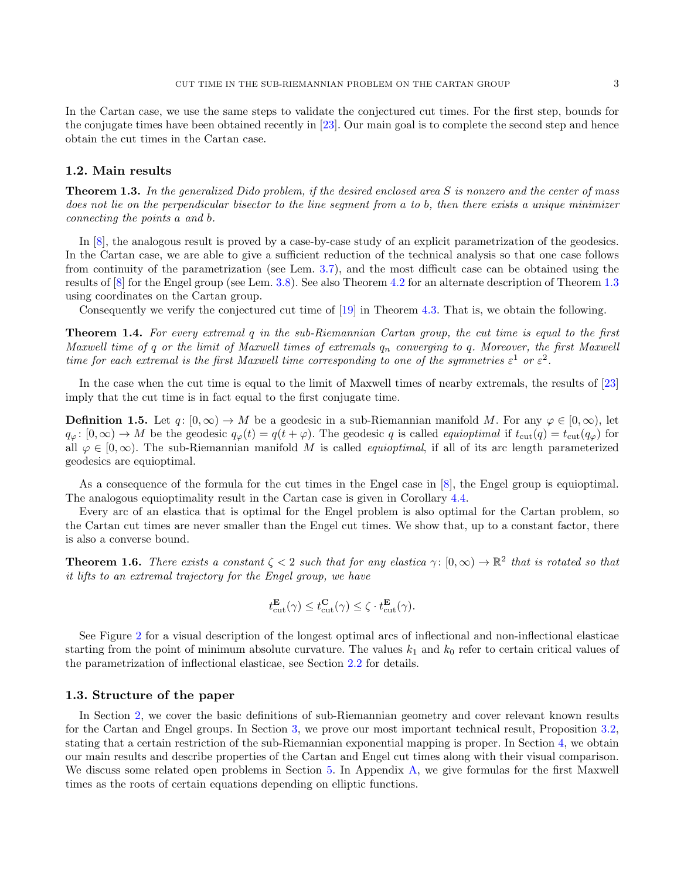In the Cartan case, we use the same steps to validate the conjectured cut times. For the first step, bounds for the conjugate times have been obtained recently in [23]. Our main goal is to complete the second step and hence obtain the cut times in the Cartan case.

### 1.2. Main results

**Theorem 1.3.** *In the generalized Dido problem, if the desired enclosed area $S$ is nonzero and the center of mass does not lie on the perpendicular bisector to the line segment from $a$ to $b$, then there exists a unique minimizer connecting the points $a$ and $b$.*

In [8], the analogous result is proved by a case-by-case study of an explicit parametrization of the geodesics. In the Cartan case, we are able to give a sufficient reduction of the technical analysis so that one case follows from continuity of the parametrization (see Lem. 3.7), and the most difficult case can be obtained using the results of [8] for the Engel group (see Lem. 3.8). See also Theorem 4.2 for an alternate description of Theorem 1.3 using coordinates on the Cartan group.

Consequently we verify the conjectured cut time of [19] in Theorem 4.3. That is, we obtain the following.

**Theorem 1.4.** *For every extremal $q$ in the sub-Riemannian Cartan group, the cut time is equal to the first Maxwell time of $q$ or the limit of Maxwell times of extremals $q_n$ converging to $q$. Moreover, the first Maxwell time for each extremal is the first Maxwell time corresponding to one of the symmetries $\varepsilon^1$ or $\varepsilon^2$.*

In the case when the cut time is equal to the limit of Maxwell times of nearby extremals, the results of [23] imply that the cut time is in fact equal to the first conjugate time.

**Definition 1.5.** Let $q\colon [0,\infty) \to M$ be a geodesic in a sub-Riemannian manifold $M$. For any $\varphi \in [0,\infty)$, let $q_\varphi\colon [0,\infty) \to M$ be the geodesic $q_\varphi(t) = q(t+\varphi)$. The geodesic $q$ is called *equioptimal* if $t_{\mathrm{cut}}(q) = t_{\mathrm{cut}}(q_\varphi)$ for all $\varphi \in [0,\infty)$. The sub-Riemannian manifold $M$ is called *equioptimal*, if all of its arc length parameterized geodesics are equioptimal.

As a consequence of the formula for the cut times in the Engel case in [8], the Engel group is equioptimal. The analogous equioptimality result in the Cartan case is given in Corollary 4.4.

Every arc of an elastica that is optimal for the Engel problem is also optimal for the Cartan problem, so the Cartan cut times are never smaller than the Engel cut times. We show that, up to a constant factor, there is also a converse bound.

**Theorem 1.6.** *There exists a constant $\zeta < 2$ such that for any elastica $\gamma\colon [0,\infty) \to \mathbb{R}^2$ that is rotated so that it lifts to an extremal trajectory for the Engel group, we have*

$$t^{\mathbf{E}}_{\mathrm{cut}}(\gamma) \le t^{\mathbf{C}}_{\mathrm{cut}}(\gamma) \le \zeta \cdot t^{\mathbf{E}}_{\mathrm{cut}}(\gamma).$$

See Figure 2 for a visual description of the longest optimal arcs of inflectional and non-inflectional elasticae starting from the point of minimum absolute curvature. The values $k_1$ and $k_0$ refer to certain critical values of the parametrization of inflectional elasticae, see Section 2.2 for details.

### 1.3. Structure of the paper

In Section 2, we cover the basic definitions of sub-Riemannian geometry and cover relevant known results for the Cartan and Engel groups. In Section 3, we prove our most important technical result, Proposition 3.2, stating that a certain restriction of the sub-Riemannian exponential mapping is proper. In Section 4, we obtain our main results and describe properties of the Cartan and Engel cut times along with their visual comparison. We discuss some related open problems in Section 5. In Appendix A, we give formulas for the first Maxwell times as the roots of certain equations depending on elliptic functions.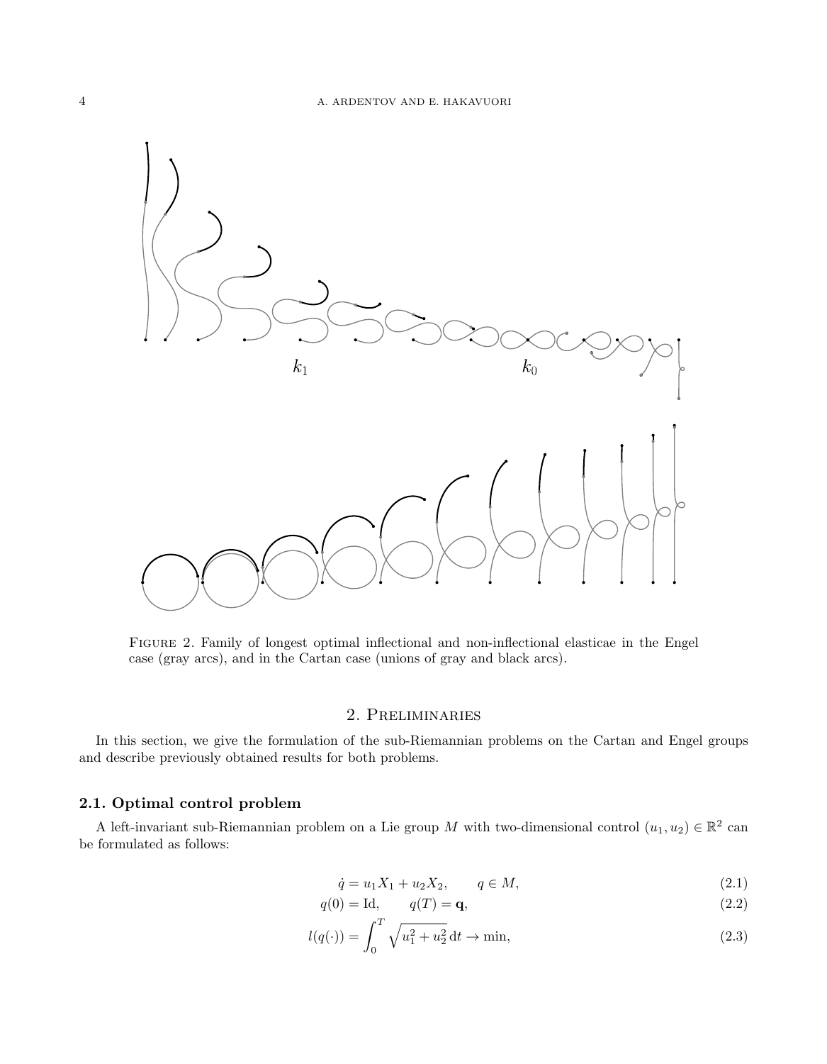FIGURE 2. Family of longest optimal inflectional and non-inflectional elasticae in the Engel case (gray arcs), and in the Cartan case (unions of gray and black arcs).

## 2. Preliminaries

In this section, we give the formulation of the sub-Riemannian problems on the Cartan and Engel groups and describe previously obtained results for both problems.

### 2.1. Optimal control problem

A left-invariant sub-Riemannian problem on a Lie group $M$ with two-dimensional control $(u_1, u_2) \in \mathbb{R}^2$ can be formulated as follows:

$$\dot{q} = u_1 X_1 + u_2 X_2, \qquad q \in M, \tag{2.1}$$

$$q(0) = \mathrm{Id}, \qquad q(T) = \mathbf{q}, \tag{2.2}$$

$$l(q(\cdot)) = \int_0^T \sqrt{u_1^2 + u_2^2}\, \mathrm{d}t \to \min, \tag{2.3}$$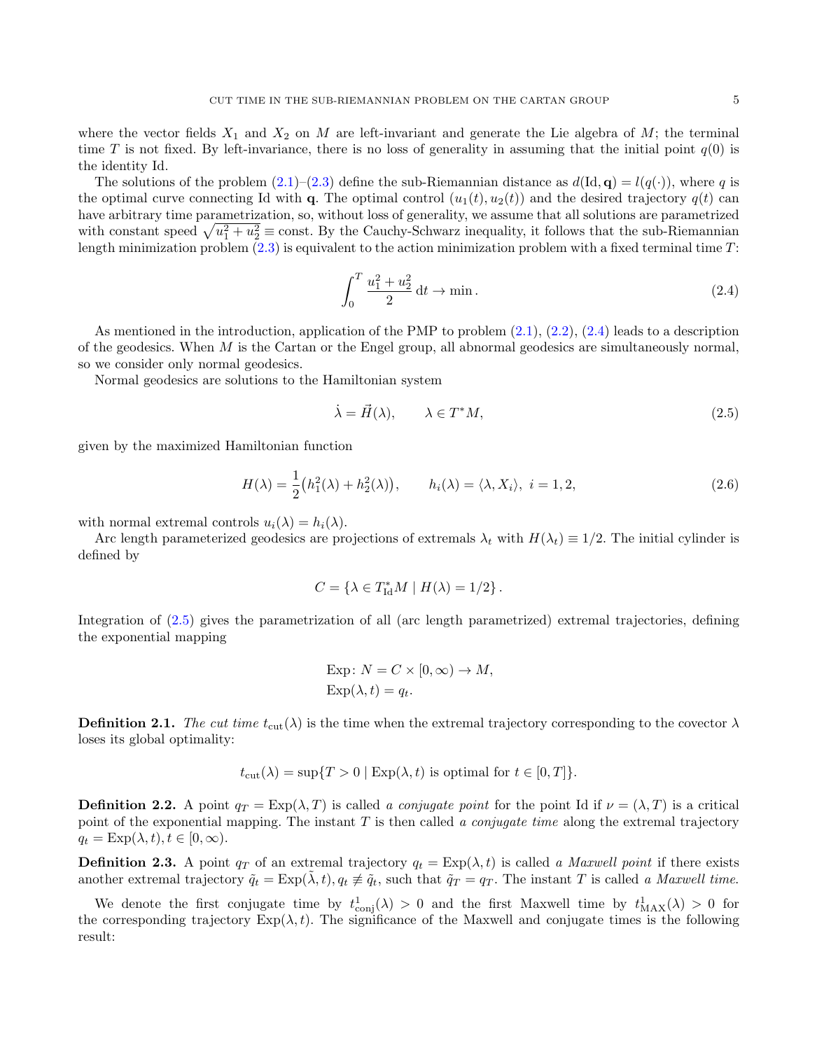where the vector fields $X_1$ and $X_2$ on $M$ are left-invariant and generate the Lie algebra of $M$; the terminal time $T$ is not fixed. By left-invariance, there is no loss of generality in assuming that the initial point $q(0)$ is the identity Id.

The solutions of the problem (2.1)–(2.3) define the sub-Riemannian distance as $d(\mathrm{Id}, \mathbf{q}) = l(q(\cdot))$, where $q$ is the optimal curve connecting Id with $\mathbf{q}$. The optimal control $(u_1(t), u_2(t))$ and the desired trajectory $q(t)$ can have arbitrary time parametrization, so, without loss of generality, we assume that all solutions are parametrized with constant speed $\sqrt{u_1^2 + u_2^2} \equiv \text{const}$. By the Cauchy-Schwarz inequality, it follows that the sub-Riemannian length minimization problem (2.3) is equivalent to the action minimization problem with a fixed terminal time $T$:

$$\int_0^T \frac{u_1^2 + u_2^2}{2} \, \mathrm{d}t \to \min. \tag{2.4}$$

As mentioned in the introduction, application of the PMP to problem (2.1), (2.2), (2.4) leads to a description of the geodesics. When $M$ is the Cartan or the Engel group, all abnormal geodesics are simultaneously normal, so we consider only normal geodesics.

Normal geodesics are solutions to the Hamiltonian system

$$\dot{\lambda} = \vec{H}(\lambda), \qquad \lambda \in T^*M, \tag{2.5}$$

given by the maximized Hamiltonian function

$$H(\lambda) = \frac{1}{2}\big(h_1^2(\lambda) + h_2^2(\lambda)\big), \qquad h_i(\lambda) = \langle \lambda, X_i \rangle, \ i = 1, 2, \tag{2.6}$$

with normal extremal controls $u_i(\lambda) = h_i(\lambda)$.

Arc length parameterized geodesics are projections of extremals $\lambda_t$ with $H(\lambda_t) \equiv 1/2$. The initial cylinder is defined by

$$C = \{\lambda \in T^*_{\mathrm{Id}}M \mid H(\lambda) = 1/2\}.$$

Integration of (2.5) gives the parametrization of all (arc length parametrized) extremal trajectories, defining the exponential mapping

$$\begin{aligned} &\mathrm{Exp}\colon N = C \times [0, \infty) \to M, \\ &\mathrm{Exp}(\lambda, t) = q_t. \end{aligned}$$

**Definition 2.1.** *The cut time $t_{\mathrm{cut}}(\lambda)$ is the time when the extremal trajectory corresponding to the covector $\lambda$ loses its global optimality:*

$$t_{\mathrm{cut}}(\lambda) = \sup\{T > 0 \mid \mathrm{Exp}(\lambda, t) \text{ is optimal for } t \in [0, T]\}.$$

**Definition 2.2.** A point $q_T = \mathrm{Exp}(\lambda, T)$ is called *a conjugate point* for the point Id if $\nu = (\lambda, T)$ is a critical point of the exponential mapping. The instant $T$ is then called *a conjugate time* along the extremal trajectory $q_t = \mathrm{Exp}(\lambda, t), t \in [0, \infty)$.

**Definition 2.3.** *A point $q_T$ of an extremal trajectory $q_t = \mathrm{Exp}(\lambda, t)$ is called a Maxwell point if there exists another extremal trajectory $\tilde{q}_t = \mathrm{Exp}(\tilde{\lambda}, t), q_t \not\equiv \tilde{q}_t$, such that $\tilde{q}_T = q_T$. The instant $T$ is called a Maxwell time.*

We denote the first conjugate time by $t^1_{\mathrm{conj}}(\lambda) > 0$ and the first Maxwell time by $t^1_{\mathrm{MAX}}(\lambda) > 0$ for the corresponding trajectory $\mathrm{Exp}(\lambda, t)$. The significance of the Maxwell and conjugate times is the following result: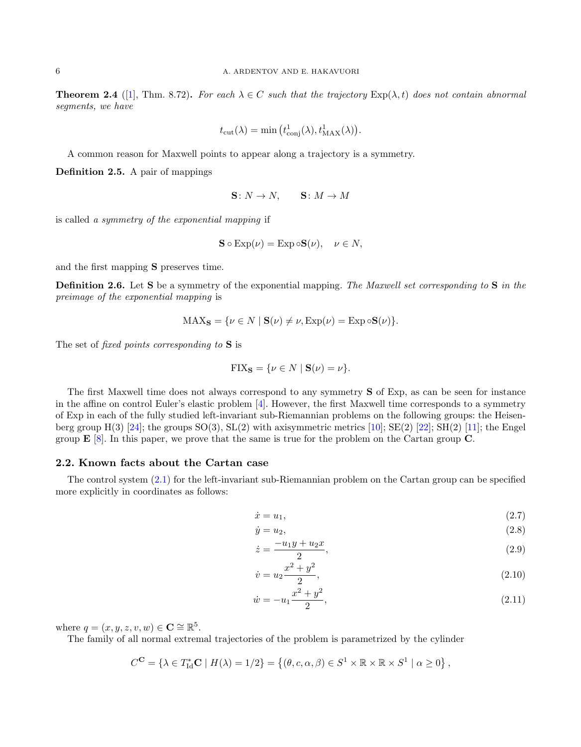**Theorem 2.4** ([1], Thm. 8.72)**.** *For each $\lambda \in C$ such that the trajectory $\mathrm{Exp}(\lambda, t)$ does not contain abnormal segments, we have*

$$t_{\mathrm{cut}}(\lambda) = \min\left(t^1_{\mathrm{conj}}(\lambda), t^1_{\mathrm{MAX}}(\lambda)\right).$$

A common reason for Maxwell points to appear along a trajectory is a symmetry.

**Definition 2.5.** A pair of mappings

$$\mathbf{S}\colon N \to N, \qquad \mathbf{S}\colon M \to M$$

is called *a symmetry of the exponential mapping* if

$$\mathbf{S} \circ \mathrm{Exp}(\nu) = \mathrm{Exp} \circ \mathbf{S}(\nu), \quad \nu \in N,$$

and the first mapping $\mathbf{S}$ preserves time.

**Definition 2.6.** Let $\mathbf{S}$ be a symmetry of the exponential mapping. *The Maxwell set corresponding to* $\mathbf{S}$ *in the preimage of the exponential mapping* is

$$\mathrm{MAX}_{\mathbf{S}} = \{\nu \in N \mid \mathbf{S}(\nu) \neq \nu, \mathrm{Exp}(\nu) = \mathrm{Exp} \circ \mathbf{S}(\nu)\}.$$

The set of *fixed points corresponding to* $\mathbf{S}$ is

$$\mathrm{FIX}_{\mathbf{S}} = \{\nu \in N \mid \mathbf{S}(\nu) = \nu\}.$$

The first Maxwell time does not always correspond to any symmetry $\mathbf{S}$ of Exp, as can be seen for instance in the affine on control Euler's elastic problem [4]. However, the first Maxwell time corresponds to a symmetry of Exp in each of the fully studied left-invariant sub-Riemannian problems on the following groups: the Heisenberg group H(3) [24]; the groups SO(3), SL(2) with axisymmetric metrics [10]; SE(2) [22]; SH(2) [11]; the Engel group $\mathbf{E}$ [8]. In this paper, we prove that the same is true for the problem on the Cartan group $\mathbf{C}$.

## 2.2. Known facts about the Cartan case

The control system (2.1) for the left-invariant sub-Riemannian problem on the Cartan group can be specified more explicitly in coordinates as follows:

$$\dot{x} = u_1, \tag{2.7}$$

$$\dot{y} = u_2, \tag{2.8}$$

$$\dot{z} = \frac{-u_1 y + u_2 x}{2}, \tag{2.9}$$

$$\dot{v} = u_2 \frac{x^2 + y^2}{2}, \tag{2.10}$$

$$\dot{w} = -u_1 \frac{x^2 + y^2}{2}, \tag{2.11}$$

where $q = (x, y, z, v, w) \in \mathbf{C} \cong \mathbb{R}^5$.

The family of all normal extremal trajectories of the problem is parametrized by the cylinder

$$C^{\mathbf{C}} = \{\lambda \in T^*_{\mathrm{Id}}\mathbf{C} \mid H(\lambda) = 1/2\} = \left\{(\theta, c, \alpha, \beta) \in S^1 \times \mathbb{R} \times \mathbb{R} \times S^1 \mid \alpha \geq 0\right\},$$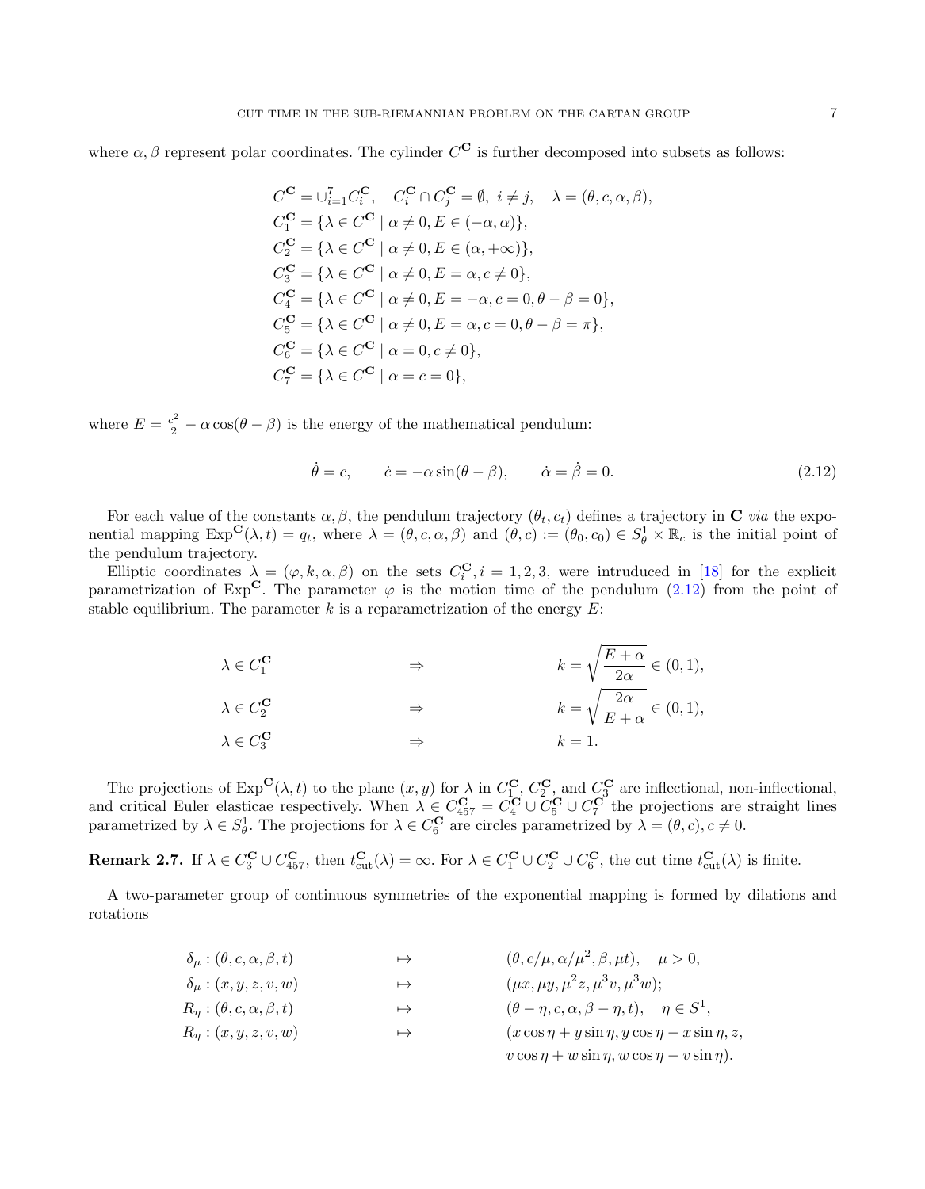where $\alpha, \beta$ represent polar coordinates. The cylinder $C^{\mathbf{C}}$ is further decomposed into subsets as follows:

$$
\begin{aligned}
&C^{\mathbf{C}} = \cup_{i=1}^{7} C_i^{\mathbf{C}}, \quad C_i^{\mathbf{C}} \cap C_j^{\mathbf{C}} = \emptyset, \ i \neq j, \quad \lambda = (\theta, c, \alpha, \beta),\\
&C_1^{\mathbf{C}} = \{\lambda \in C^{\mathbf{C}} \mid \alpha \neq 0, E \in (-\alpha, \alpha)\},\\
&C_2^{\mathbf{C}} = \{\lambda \in C^{\mathbf{C}} \mid \alpha \neq 0, E \in (\alpha, +\infty)\},\\
&C_3^{\mathbf{C}} = \{\lambda \in C^{\mathbf{C}} \mid \alpha \neq 0, E = \alpha, c \neq 0\},\\
&C_4^{\mathbf{C}} = \{\lambda \in C^{\mathbf{C}} \mid \alpha \neq 0, E = -\alpha, c = 0, \theta - \beta = 0\},\\
&C_5^{\mathbf{C}} = \{\lambda \in C^{\mathbf{C}} \mid \alpha \neq 0, E = \alpha, c = 0, \theta - \beta = \pi\},\\
&C_6^{\mathbf{C}} = \{\lambda \in C^{\mathbf{C}} \mid \alpha = 0, c \neq 0\},\\
&C_7^{\mathbf{C}} = \{\lambda \in C^{\mathbf{C}} \mid \alpha = c = 0\},
\end{aligned}
$$

where $E = \frac{c^2}{2} - \alpha \cos(\theta - \beta)$ is the energy of the mathematical pendulum:

$$
\dot{\theta} = c, \qquad \dot{c} = -\alpha \sin(\theta - \beta), \qquad \dot{\alpha} = \dot{\beta} = 0. \tag{2.12}
$$

For each value of the constants $\alpha, \beta$, the pendulum trajectory $(\theta_t, c_t)$ defines a trajectory in $\mathbf{C}$ *via* the exponential mapping $\operatorname{Exp}^{\mathbf{C}}(\lambda, t) = q_t$, where $\lambda = (\theta, c, \alpha, \beta)$ and $(\theta, c) := (\theta_0, c_0) \in S_\theta^1 \times \mathbb{R}_c$ is the initial point of the pendulum trajectory.

Elliptic coordinates $\lambda = (\varphi, k, \alpha, \beta)$ on the sets $C_i^{\mathbf{C}}, i = 1, 2, 3$, were intruduced in [18] for the explicit parametrization of $\operatorname{Exp}^{\mathbf{C}}$. The parameter $\varphi$ is the motion time of the pendulum (2.12) from the point of stable equilibrium. The parameter $k$ is a reparametrization of the energy $E$:

$$
\begin{aligned}
&\lambda \in C_1^{\mathbf{C}} &&\Rightarrow &&k = \sqrt{\frac{E + \alpha}{2\alpha}} \in (0, 1),\\
&\lambda \in C_2^{\mathbf{C}} &&\Rightarrow &&k = \sqrt{\frac{2\alpha}{E + \alpha}} \in (0, 1),\\
&\lambda \in C_3^{\mathbf{C}} &&\Rightarrow &&k = 1.
\end{aligned}
$$

The projections of $\operatorname{Exp}^{\mathbf{C}}(\lambda, t)$ to the plane $(x, y)$ for $\lambda$ in $C_1^{\mathbf{C}}$, $C_2^{\mathbf{C}}$, and $C_3^{\mathbf{C}}$ are inflectional, non-inflectional, and critical Euler elasticae respectively. When $\lambda \in C_{457}^{\mathbf{C}} = C_4^{\mathbf{C}} \cup C_5^{\mathbf{C}} \cup C_7^{\mathbf{C}}$ the projections are straight lines parametrized by $\lambda \in S_\theta^1$. The projections for $\lambda \in C_6^{\mathbf{C}}$ are circles parametrized by $\lambda = (\theta, c), c \neq 0$.

**Remark 2.7.** If $\lambda \in C_3^{\mathbf{C}} \cup C_{457}^{\mathbf{C}}$, then $t_{\text{cut}}^{\mathbf{C}}(\lambda) = \infty$. For $\lambda \in C_1^{\mathbf{C}} \cup C_2^{\mathbf{C}} \cup C_6^{\mathbf{C}}$, the cut time $t_{\text{cut}}^{\mathbf{C}}(\lambda)$ is finite.

A two-parameter group of continuous symmetries of the exponential mapping is formed by dilations and rotations

$$
\begin{aligned}
\delta_\mu : (\theta, c, \alpha, \beta, t) &\mapsto (\theta, c/\mu, \alpha/\mu^2, \beta, \mu t), \quad \mu > 0,\\
\delta_\mu : (x, y, z, v, w) &\mapsto (\mu x, \mu y, \mu^2 z, \mu^3 v, \mu^3 w);\\
R_\eta : (\theta, c, \alpha, \beta, t) &\mapsto (\theta - \eta, c, \alpha, \beta - \eta, t), \quad \eta \in S^1,\\
R_\eta : (x, y, z, v, w) &\mapsto (x \cos\eta + y \sin\eta, y \cos\eta - x \sin\eta, z,\\
&\qquad v \cos\eta + w \sin\eta, w \cos\eta - v \sin\eta).
\end{aligned}
$$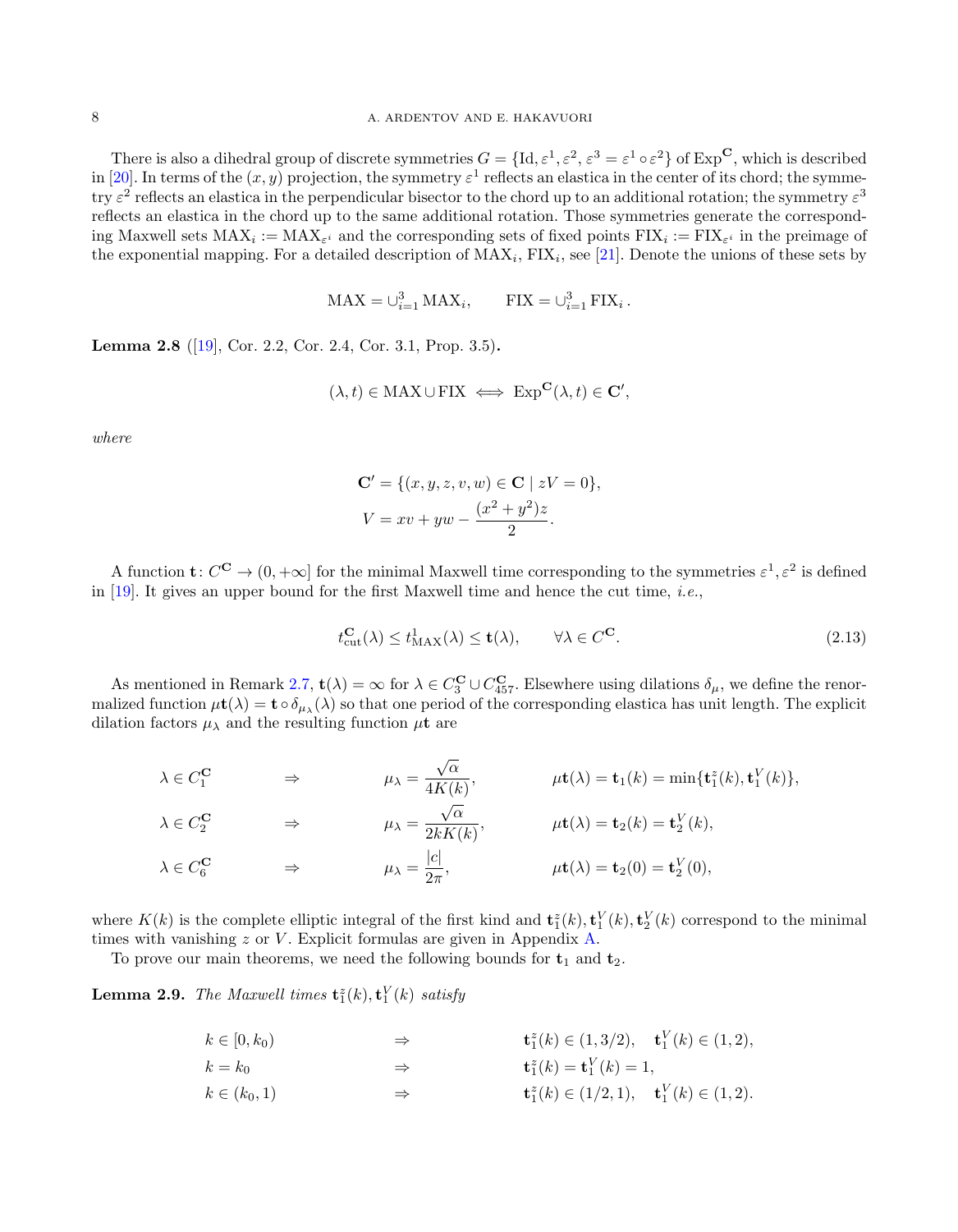There is also a dihedral group of discrete symmetries $G = \{\mathrm{Id}, \varepsilon^1, \varepsilon^2, \varepsilon^3 = \varepsilon^1 \circ \varepsilon^2\}$ of $\mathrm{Exp}^{\mathbf{C}}$, which is described in [20]. In terms of the $(x, y)$ projection, the symmetry $\varepsilon^1$ reflects an elastica in the center of its chord; the symmetry $\varepsilon^2$ reflects an elastica in the perpendicular bisector to the chord up to an additional rotation; the symmetry $\varepsilon^3$ reflects an elastica in the chord up to the same additional rotation. Those symmetries generate the corresponding Maxwell sets $\mathrm{MAX}_i := \mathrm{MAX}_{\varepsilon^i}$ and the corresponding sets of fixed points $\mathrm{FIX}_i := \mathrm{FIX}_{\varepsilon^i}$ in the preimage of the exponential mapping. For a detailed description of $\mathrm{MAX}_i$, $\mathrm{FIX}_i$, see [21]. Denote the unions of these sets by

$$\mathrm{MAX} = \cup_{i=1}^{3} \mathrm{MAX}_i, \qquad \mathrm{FIX} = \cup_{i=1}^{3} \mathrm{FIX}_i .$$

**Lemma 2.8** ([19], Cor. 2.2, Cor. 2.4, Cor. 3.1, Prop. 3.5)**.**

$$(\lambda, t) \in \mathrm{MAX} \cup \mathrm{FIX} \iff \mathrm{Exp}^{\mathbf{C}}(\lambda, t) \in \mathbf{C}',$$

*where*

$$\mathbf{C}' = \{(x, y, z, v, w) \in \mathbf{C} \mid zV = 0\},$$
$$V = xv + yw - \frac{(x^2 + y^2)z}{2}.$$

A function $\mathbf{t}\colon C^{\mathbf{C}} \to (0, +\infty]$ for the minimal Maxwell time corresponding to the symmetries $\varepsilon^1, \varepsilon^2$ is defined in [19]. It gives an upper bound for the first Maxwell time and hence the cut time, *i.e.*,

$$t^{\mathbf{C}}_{\mathrm{cut}}(\lambda) \le t^1_{\mathrm{MAX}}(\lambda) \le \mathbf{t}(\lambda), \qquad \forall \lambda \in C^{\mathbf{C}}. \tag{2.13}$$

As mentioned in Remark 2.7, $\mathbf{t}(\lambda) = \infty$ for $\lambda \in C^{\mathbf{C}}_3 \cup C^{\mathbf{C}}_{457}$. Elsewhere using dilations $\delta_\mu$, we define the renormalized function $\mu\mathbf{t}(\lambda) = \mathbf{t} \circ \delta_{\mu_\lambda}(\lambda)$ so that one period of the corresponding elastica has unit length. The explicit dilation factors $\mu_\lambda$ and the resulting function $\mu\mathbf{t}$ are

$$\lambda \in C^{\mathbf{C}}_1 \quad \Rightarrow \quad \mu_\lambda = \frac{\sqrt{\alpha}}{4K(k)}, \qquad \mu\mathbf{t}(\lambda) = \mathbf{t}_1(k) = \min\{\mathbf{t}^z_1(k), \mathbf{t}^V_1(k)\},$$

$$\lambda \in C^{\mathbf{C}}_2 \quad \Rightarrow \quad \mu_\lambda = \frac{\sqrt{\alpha}}{2kK(k)}, \qquad \mu\mathbf{t}(\lambda) = \mathbf{t}_2(k) = \mathbf{t}^V_2(k),$$

$$\lambda \in C^{\mathbf{C}}_6 \quad \Rightarrow \quad \mu_\lambda = \frac{|c|}{2\pi}, \qquad \mu\mathbf{t}(\lambda) = \mathbf{t}_2(0) = \mathbf{t}^V_2(0),$$

where $K(k)$ is the complete elliptic integral of the first kind and $\mathbf{t}^z_1(k), \mathbf{t}^V_1(k), \mathbf{t}^V_2(k)$ correspond to the minimal times with vanishing $z$ or $V$. Explicit formulas are given in Appendix A.

To prove our main theorems, we need the following bounds for $\mathbf{t}_1$ and $\mathbf{t}_2$.

**Lemma 2.9.** *The Maxwell times $\mathbf{t}^z_1(k), \mathbf{t}^V_1(k)$ satisfy*

$$k \in [0, k_0) \quad \Rightarrow \quad \mathbf{t}^z_1(k) \in (1, 3/2), \quad \mathbf{t}^V_1(k) \in (1, 2),$$

$$k = k_0 \quad \Rightarrow \quad \mathbf{t}^z_1(k) = \mathbf{t}^V_1(k) = 1,$$

$$k \in (k_0, 1) \quad \Rightarrow \quad \mathbf{t}^z_1(k) \in (1/2, 1), \quad \mathbf{t}^V_1(k) \in (1, 2).$$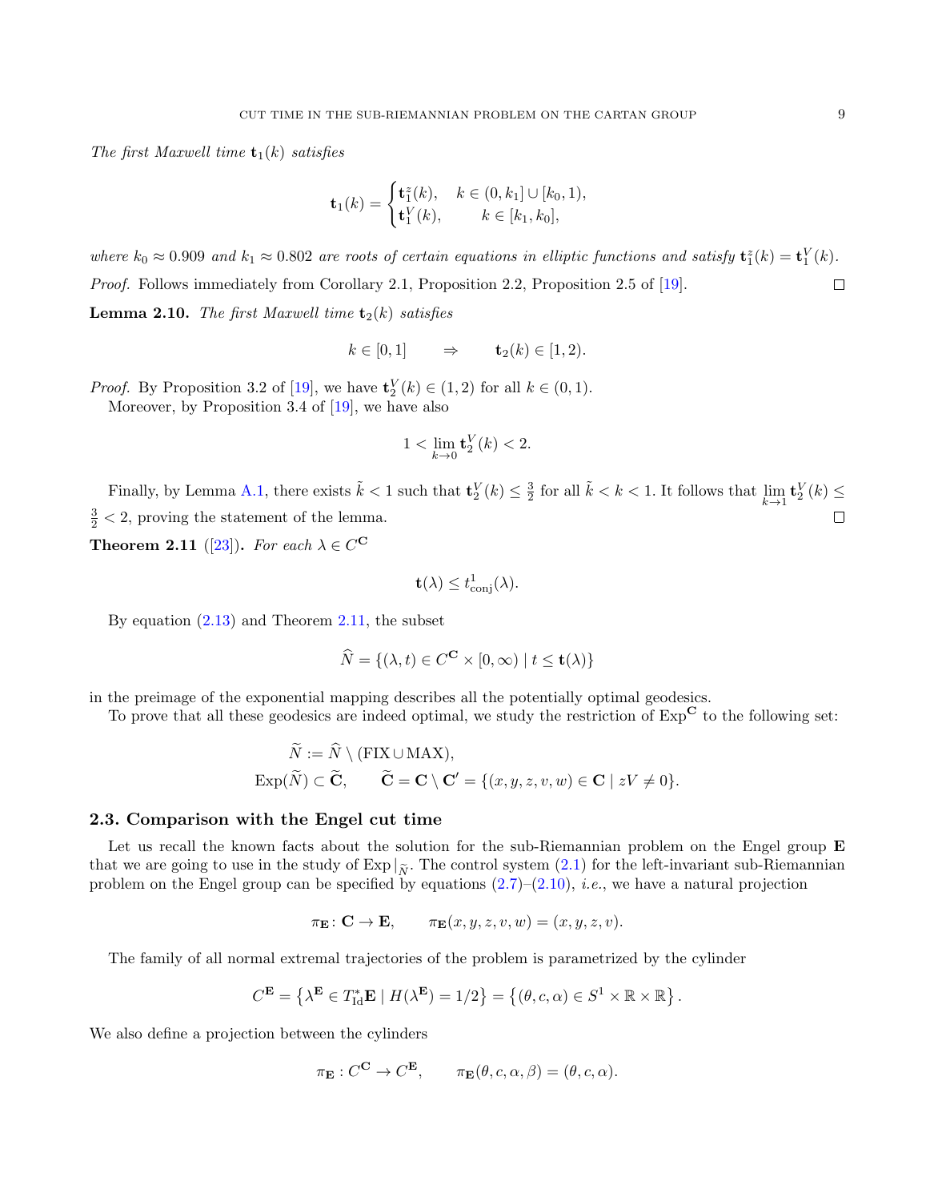*The first Maxwell time* $\mathbf{t}_1(k)$ *satisfies*

$$\mathbf{t}_1(k) = \begin{cases} \mathbf{t}_1^z(k), & k \in (0, k_1] \cup [k_0, 1), \\ \mathbf{t}_1^V(k), & k \in [k_1, k_0], \end{cases}$$

*where* $k_0 \approx 0.909$ *and* $k_1 \approx 0.802$ *are roots of certain equations in elliptic functions and satisfy* $\mathbf{t}_1^z(k) = \mathbf{t}_1^V(k)$.

*Proof.* Follows immediately from Corollary 2.1, Proposition 2.2, Proposition 2.5 of [19]. □

**Lemma 2.10.** *The first Maxwell time* $\mathbf{t}_2(k)$ *satisfies*

$$k \in [0, 1] \qquad \Rightarrow \qquad \mathbf{t}_2(k) \in [1, 2).$$

*Proof.* By Proposition 3.2 of [19], we have $\mathbf{t}_2^V(k) \in (1, 2)$ for all $k \in (0, 1)$.

Moreover, by Proposition 3.4 of [19], we have also

$$1 < \lim_{k \to 0} \mathbf{t}_2^V(k) < 2.$$

Finally, by Lemma A.1, there exists $\tilde{k} < 1$ such that $\mathbf{t}_2^V(k) \leq \frac{3}{2}$ for all $\tilde{k} < k < 1$. It follows that $\lim_{k \to 1} \mathbf{t}_2^V(k) \leq \frac{3}{2} < 2$, proving the statement of the lemma. □

**Theorem 2.11** ([23])**.** *For each* $\lambda \in C^{\mathbf{C}}$

$$\mathbf{t}(\lambda) \leq t^1_{\text{conj}}(\lambda).$$

By equation (2.13) and Theorem 2.11, the subset

$$\widehat{N} = \{(\lambda, t) \in C^{\mathbf{C}} \times [0, \infty) \mid t \leq \mathbf{t}(\lambda)\}$$

in the preimage of the exponential mapping describes all the potentially optimal geodesics.

To prove that all these geodesics are indeed optimal, we study the restriction of $\mathrm{Exp}^{\mathbf{C}}$ to the following set:

$$\widetilde{N} := \widehat{N} \setminus (\mathrm{FIX} \cup \mathrm{MAX}),$$
$$\mathrm{Exp}(\widetilde{N}) \subset \widetilde{\mathbf{C}}, \qquad \widetilde{\mathbf{C}} = \mathbf{C} \setminus \mathbf{C}' = \{(x, y, z, v, w) \in \mathbf{C} \mid zV \neq 0\}.$$

### 2.3. Comparison with the Engel cut time

Let us recall the known facts about the solution for the sub-Riemannian problem on the Engel group $\mathbf{E}$ that we are going to use in the study of $\mathrm{Exp}|_{\widetilde{N}}$. The control system (2.1) for the left-invariant sub-Riemannian problem on the Engel group can be specified by equations (2.7)–(2.10), *i.e.*, we have a natural projection

$$\pi_{\mathbf{E}} \colon \mathbf{C} \to \mathbf{E}, \qquad \pi_{\mathbf{E}}(x, y, z, v, w) = (x, y, z, v).$$

The family of all normal extremal trajectories of the problem is parametrized by the cylinder

$$C^{\mathbf{E}} = \left\{ \lambda^{\mathbf{E}} \in T^*_{\mathrm{Id}}\mathbf{E} \mid H(\lambda^{\mathbf{E}}) = 1/2 \right\} = \left\{ (\theta, c, \alpha) \in S^1 \times \mathbb{R} \times \mathbb{R} \right\}.$$

We also define a projection between the cylinders

$$\pi_{\mathbf{E}} : C^{\mathbf{C}} \to C^{\mathbf{E}}, \qquad \pi_{\mathbf{E}}(\theta, c, \alpha, \beta) = (\theta, c, \alpha).$$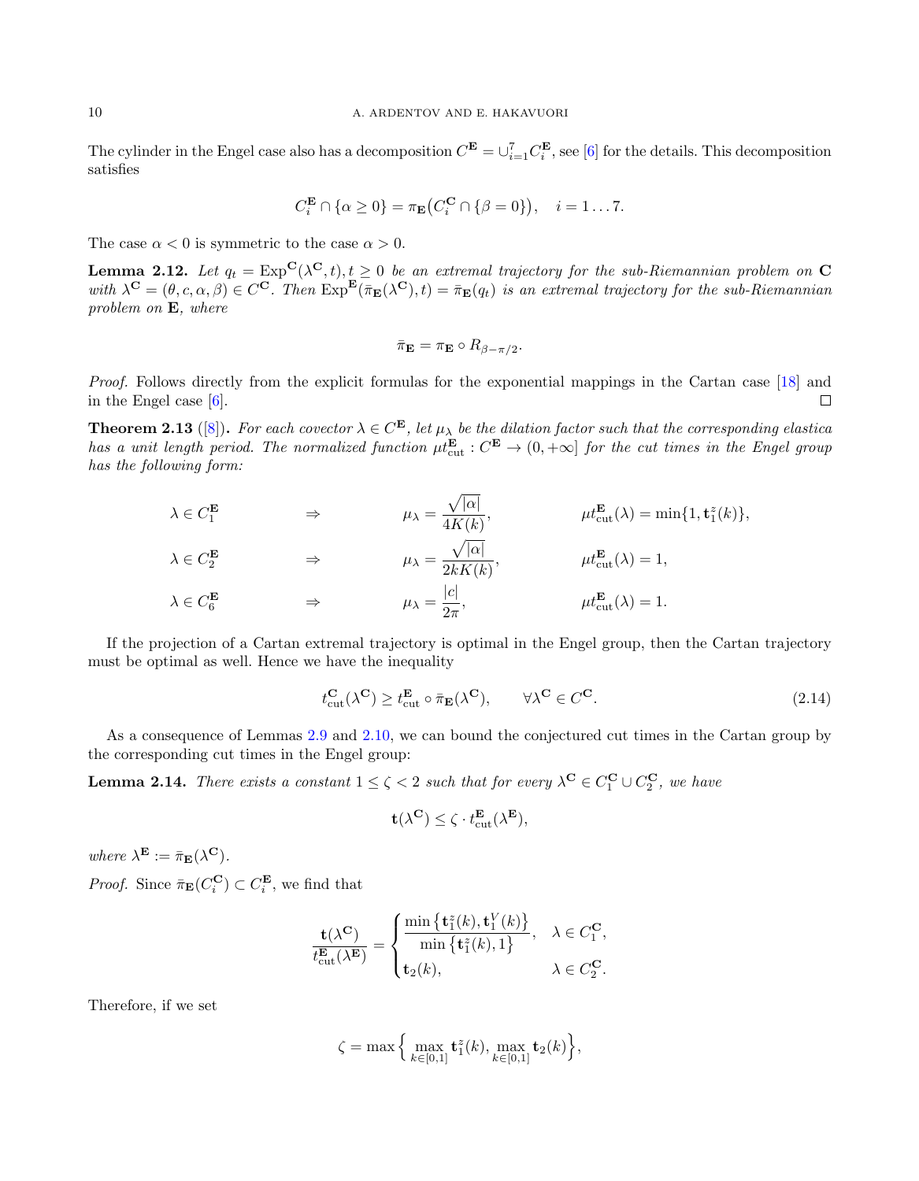The cylinder in the Engel case also has a decomposition $C^{\mathbf{E}} = \cup_{i=1}^{7} C_i^{\mathbf{E}}$, see [6] for the details. This decomposition satisfies

$$C_i^{\mathbf{E}} \cap \{\alpha \geq 0\} = \pi_{\mathbf{E}}\big(C_i^{\mathbf{C}} \cap \{\beta = 0\}\big), \quad i = 1 \ldots 7.$$

The case $\alpha < 0$ is symmetric to the case $\alpha > 0$.

**Lemma 2.12.** *Let $q_t = \mathrm{Exp}^{\mathbf{C}}(\lambda^{\mathbf{C}}, t), t \geq 0$ be an extremal trajectory for the sub-Riemannian problem on $\mathbf{C}$ with $\lambda^{\mathbf{C}} = (\theta, c, \alpha, \beta) \in C^{\mathbf{C}}$. Then $\mathrm{Exp}^{\mathbf{E}}(\bar{\pi}_{\mathbf{E}}(\lambda^{\mathbf{C}}), t) = \bar{\pi}_{\mathbf{E}}(q_t)$ is an extremal trajectory for the sub-Riemannian problem on $\mathbf{E}$, where*

$$\bar{\pi}_{\mathbf{E}} = \pi_{\mathbf{E}} \circ R_{\beta - \pi/2}.$$

*Proof.* Follows directly from the explicit formulas for the exponential mappings in the Cartan case [18] and in the Engel case [6]. $\square$

**Theorem 2.13** ([8]). *For each covector $\lambda \in C^{\mathbf{E}}$, let $\mu_\lambda$ be the dilation factor such that the corresponding elastica has a unit length period. The normalized function $\mu t_{\mathrm{cut}}^{\mathbf{E}} : C^{\mathbf{E}} \to (0, +\infty]$ for the cut times in the Engel group has the following form:*

$$\begin{aligned}
&\lambda \in C_1^{\mathbf{E}} && \Rightarrow && \mu_\lambda = \frac{\sqrt{|\alpha|}}{4K(k)}, && \mu t_{\mathrm{cut}}^{\mathbf{E}}(\lambda) = \min\{1, \mathbf{t}_1^z(k)\}, \\
&\lambda \in C_2^{\mathbf{E}} && \Rightarrow && \mu_\lambda = \frac{\sqrt{|\alpha|}}{2kK(k)}, && \mu t_{\mathrm{cut}}^{\mathbf{E}}(\lambda) = 1, \\
&\lambda \in C_6^{\mathbf{E}} && \Rightarrow && \mu_\lambda = \frac{|c|}{2\pi}, && \mu t_{\mathrm{cut}}^{\mathbf{E}}(\lambda) = 1.
\end{aligned}$$

If the projection of a Cartan extremal trajectory is optimal in the Engel group, then the Cartan trajectory must be optimal as well. Hence we have the inequality

$$t_{\mathrm{cut}}^{\mathbf{C}}(\lambda^{\mathbf{C}}) \geq t_{\mathrm{cut}}^{\mathbf{E}} \circ \bar{\pi}_{\mathbf{E}}(\lambda^{\mathbf{C}}), \qquad \forall \lambda^{\mathbf{C}} \in C^{\mathbf{C}}. \tag{2.14}$$

As a consequence of Lemmas 2.9 and 2.10, we can bound the conjectured cut times in the Cartan group by the corresponding cut times in the Engel group:

**Lemma 2.14.** *There exists a constant $1 \leq \zeta < 2$ such that for every $\lambda^{\mathbf{C}} \in C_1^{\mathbf{C}} \cup C_2^{\mathbf{C}}$, we have*

$$\mathbf{t}(\lambda^{\mathbf{C}}) \leq \zeta \cdot t_{\mathrm{cut}}^{\mathbf{E}}(\lambda^{\mathbf{E}}),$$

*where $\lambda^{\mathbf{E}} := \bar{\pi}_{\mathbf{E}}(\lambda^{\mathbf{C}})$.*

*Proof.* Since $\bar{\pi}_{\mathbf{E}}(C_i^{\mathbf{C}}) \subset C_i^{\mathbf{E}}$, we find that

$$\frac{\mathbf{t}(\lambda^{\mathbf{C}})}{t_{\mathrm{cut}}^{\mathbf{E}}(\lambda^{\mathbf{E}})} = \begin{cases} \dfrac{\min\{\mathbf{t}_1^z(k), \mathbf{t}_1^V(k)\}}{\min\{\mathbf{t}_1^z(k), 1\}}, & \lambda \in C_1^{\mathbf{C}}, \\ \mathbf{t}_2(k), & \lambda \in C_2^{\mathbf{C}}. \end{cases}$$

Therefore, if we set

$$\zeta = \max\Big\{ \max_{k \in [0,1]} \mathbf{t}_1^z(k), \max_{k \in [0,1]} \mathbf{t}_2(k) \Big\},$$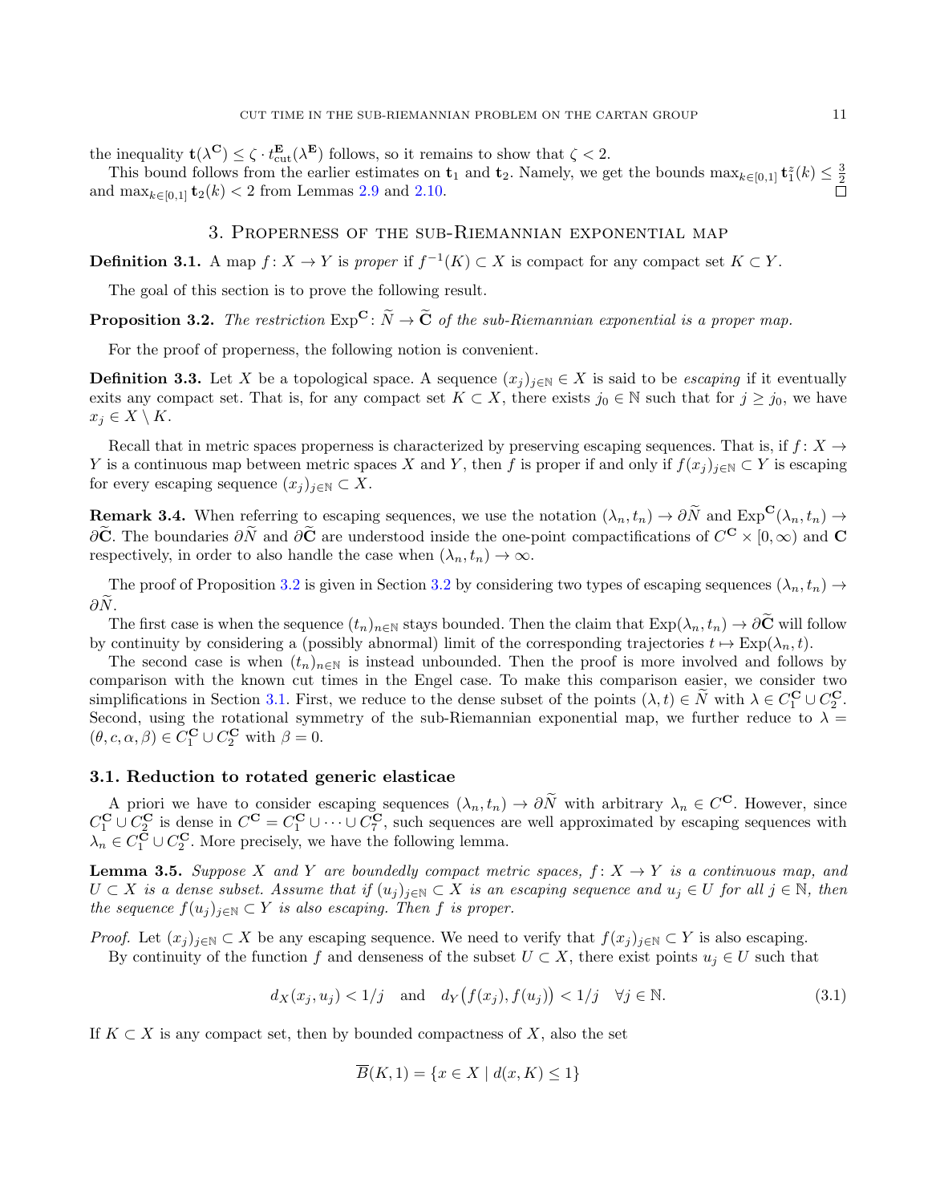the inequality $\mathbf{t}(\lambda^{\mathbf{C}}) \leq \zeta \cdot t^{\mathbf{E}}_{\mathrm{cut}}(\lambda^{\mathbf{E}})$ follows, so it remains to show that $\zeta < 2$.

This bound follows from the earlier estimates on $\mathbf{t}_1$ and $\mathbf{t}_2$. Namely, we get the bounds $\max_{k\in[0,1]} \mathbf{t}^z_1(k) \leq \frac{3}{2}$ and $\max_{k\in[0,1]} \mathbf{t}_2(k) < 2$ from Lemmas 2.9 and 2.10. □

## 3. Properness of the sub-Riemannian exponential map

**Definition 3.1.** A map $f\colon X \to Y$ is *proper* if $f^{-1}(K) \subset X$ is compact for any compact set $K \subset Y$.

The goal of this section is to prove the following result.

**Proposition 3.2.** *The restriction* $\mathrm{Exp}^{\mathbf{C}}\colon \widetilde{N} \to \widetilde{\mathbf{C}}$ *of the sub-Riemannian exponential is a proper map.*

For the proof of properness, the following notion is convenient.

**Definition 3.3.** Let $X$ be a topological space. A sequence $(x_j)_{j\in\mathbb{N}} \in X$ is said to be *escaping* if it eventually exits any compact set. That is, for any compact set $K \subset X$, there exists $j_0 \in \mathbb{N}$ such that for $j \geq j_0$, we have $x_j \in X \setminus K$.

Recall that in metric spaces properness is characterized by preserving escaping sequences. That is, if $f\colon X \to Y$ is a continuous map between metric spaces $X$ and $Y$, then $f$ is proper if and only if $f(x_j)_{j\in\mathbb{N}} \subset Y$ is escaping for every escaping sequence $(x_j)_{j\in\mathbb{N}} \subset X$.

**Remark 3.4.** When referring to escaping sequences, we use the notation $(\lambda_n, t_n) \to \partial\widetilde{N}$ and $\mathrm{Exp}^{\mathbf{C}}(\lambda_n, t_n) \to \partial\widetilde{\mathbf{C}}$. The boundaries $\partial\widetilde{N}$ and $\partial\widetilde{\mathbf{C}}$ are understood inside the one-point compactifications of $C^{\mathbf{C}} \times [0,\infty)$ and $\mathbf{C}$ respectively, in order to also handle the case when $(\lambda_n, t_n) \to \infty$.

The proof of Proposition 3.2 is given in Section 3.2 by considering two types of escaping sequences $(\lambda_n, t_n) \to \partial\widetilde{N}$.

The first case is when the sequence $(t_n)_{n\in\mathbb{N}}$ stays bounded. Then the claim that $\mathrm{Exp}(\lambda_n, t_n) \to \partial\widetilde{\mathbf{C}}$ will follow by continuity by considering a (possibly abnormal) limit of the corresponding trajectories $t \mapsto \mathrm{Exp}(\lambda_n, t)$.

The second case is when $(t_n)_{n\in\mathbb{N}}$ is instead unbounded. Then the proof is more involved and follows by comparison with the known cut times in the Engel case. To make this comparison easier, we consider two simplifications in Section 3.1. First, we reduce to the dense subset of the points $(\lambda, t) \in \widetilde{N}$ with $\lambda \in C^{\mathbf{C}}_1 \cup C^{\mathbf{C}}_2$. Second, using the rotational symmetry of the sub-Riemannian exponential map, we further reduce to $\lambda = (\theta, c, \alpha, \beta) \in C^{\mathbf{C}}_1 \cup C^{\mathbf{C}}_2$ with $\beta = 0$.

### 3.1. Reduction to rotated generic elasticae

A priori we have to consider escaping sequences $(\lambda_n, t_n) \to \partial\widetilde{N}$ with arbitrary $\lambda_n \in C^{\mathbf{C}}$. However, since $C^{\mathbf{C}}_1 \cup C^{\mathbf{C}}_2$ is dense in $C^{\mathbf{C}} = C^{\mathbf{C}}_1 \cup \cdots \cup C^{\mathbf{C}}_7$, such sequences are well approximated by escaping sequences with $\lambda_n \in C^{\mathbf{C}}_1 \cup C^{\mathbf{C}}_2$. More precisely, we have the following lemma.

**Lemma 3.5.** *Suppose $X$ and $Y$ are boundedly compact metric spaces, $f\colon X \to Y$ is a continuous map, and $U \subset X$ is a dense subset. Assume that if $(u_j)_{j\in\mathbb{N}} \subset X$ is an escaping sequence and $u_j \in U$ for all $j \in \mathbb{N}$, then the sequence $f(u_j)_{j\in\mathbb{N}} \subset Y$ is also escaping. Then $f$ is proper.*

*Proof.* Let $(x_j)_{j\in\mathbb{N}} \subset X$ be any escaping sequence. We need to verify that $f(x_j)_{j\in\mathbb{N}} \subset Y$ is also escaping.

By continuity of the function $f$ and denseness of the subset $U \subset X$, there exist points $u_j \in U$ such that

$$d_X(x_j, u_j) < 1/j \quad \text{and} \quad d_Y\big(f(x_j), f(u_j)\big) < 1/j \quad \forall j \in \mathbb{N}. \tag{3.1}$$

If $K \subset X$ is any compact set, then by bounded compactness of $X$, also the set

$$\overline{B}(K, 1) = \{x \in X \mid d(x, K) \leq 1\}$$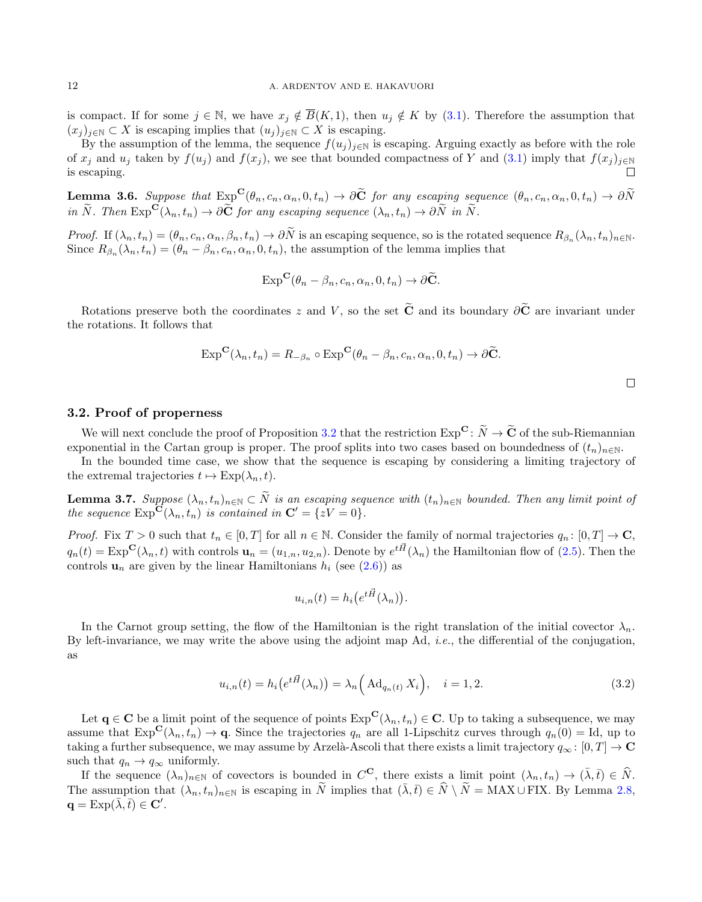is compact. If for some $j \in \mathbb{N}$, we have $x_j \notin \overline{B}(K,1)$, then $u_j \notin K$ by (3.1). Therefore the assumption that $(x_j)_{j\in\mathbb{N}} \subset X$ is escaping implies that $(u_j)_{j\in\mathbb{N}} \subset X$ is escaping.

By the assumption of the lemma, the sequence $f(u_j)_{j\in\mathbb{N}}$ is escaping. Arguing exactly as before with the role of $x_j$ and $u_j$ taken by $f(u_j)$ and $f(x_j)$, we see that bounded compactness of $Y$ and (3.1) imply that $f(x_j)_{j\in\mathbb{N}}$ is escaping. ◻

**Lemma 3.6.** *Suppose that $\mathrm{Exp}^{\mathbf{C}}(\theta_n, c_n, \alpha_n, 0, t_n) \to \partial\widetilde{\mathbf{C}}$ for any escaping sequence $(\theta_n, c_n, \alpha_n, 0, t_n) \to \partial\widetilde{N}$ in $\widetilde{N}$. Then $\mathrm{Exp}^{\mathbf{C}}(\lambda_n, t_n) \to \partial\widetilde{\mathbf{C}}$ for any escaping sequence $(\lambda_n, t_n) \to \partial\widetilde{N}$ in $\widetilde{N}$.*

*Proof.* If $(\lambda_n, t_n) = (\theta_n, c_n, \alpha_n, \beta_n, t_n) \to \partial\widetilde{N}$ is an escaping sequence, so is the rotated sequence $R_{\beta_n}(\lambda_n, t_n)_{n\in\mathbb{N}}$. Since $R_{\beta_n}(\lambda_n, t_n) = (\theta_n - \beta_n, c_n, \alpha_n, 0, t_n)$, the assumption of the lemma implies that

$$\mathrm{Exp}^{\mathbf{C}}(\theta_n - \beta_n, c_n, \alpha_n, 0, t_n) \to \partial\widetilde{\mathbf{C}}.$$

Rotations preserve both the coordinates $z$ and $V$, so the set $\widetilde{\mathbf{C}}$ and its boundary $\partial\widetilde{\mathbf{C}}$ are invariant under the rotations. It follows that

$$\mathrm{Exp}^{\mathbf{C}}(\lambda_n, t_n) = R_{-\beta_n} \circ \mathrm{Exp}^{\mathbf{C}}(\theta_n - \beta_n, c_n, \alpha_n, 0, t_n) \to \partial\widetilde{\mathbf{C}}.$$

◻

### 3.2. Proof of properness

We will next conclude the proof of Proposition 3.2 that the restriction $\mathrm{Exp}^{\mathbf{C}} \colon \widetilde{N} \to \widetilde{\mathbf{C}}$ of the sub-Riemannian exponential in the Cartan group is proper. The proof splits into two cases based on boundedness of $(t_n)_{n\in\mathbb{N}}$.

In the bounded time case, we show that the sequence is escaping by considering a limiting trajectory of the extremal trajectories $t \mapsto \mathrm{Exp}(\lambda_n, t)$.

**Lemma 3.7.** *Suppose $(\lambda_n, t_n)_{n\in\mathbb{N}} \subset \widetilde{N}$ is an escaping sequence with $(t_n)_{n\in\mathbb{N}}$ bounded. Then any limit point of the sequence $\mathrm{Exp}^{\mathbf{C}}(\lambda_n, t_n)$ is contained in $\mathbf{C}' = \{zV = 0\}$.*

*Proof.* Fix $T > 0$ such that $t_n \in [0, T]$ for all $n \in \mathbb{N}$. Consider the family of normal trajectories $q_n \colon [0,T] \to \mathbf{C}$, $q_n(t) = \mathrm{Exp}^{\mathbf{C}}(\lambda_n, t)$ with controls $\mathbf{u}_n = (u_{1,n}, u_{2,n})$. Denote by $e^{t\vec{H}}(\lambda_n)$ the Hamiltonian flow of (2.5). Then the controls $\mathbf{u}_n$ are given by the linear Hamiltonians $h_i$ (see (2.6)) as

$$u_{i,n}(t) = h_i\big(e^{t\vec{H}}(\lambda_n)\big).$$

In the Carnot group setting, the flow of the Hamiltonian is the right translation of the initial covector $\lambda_n$. By left-invariance, we may write the above using the adjoint map Ad, *i.e.*, the differential of the conjugation, as

$$u_{i,n}(t) = h_i\big(e^{t\vec{H}}(\lambda_n)\big) = \lambda_n\Big(\mathrm{Ad}_{q_n(t)} X_i\Big), \quad i = 1, 2. \tag{3.2}$$

Let $\mathbf{q} \in \mathbf{C}$ be a limit point of the sequence of points $\mathrm{Exp}^{\mathbf{C}}(\lambda_n, t_n) \in \mathbf{C}$. Up to taking a subsequence, we may assume that $\mathrm{Exp}^{\mathbf{C}}(\lambda_n, t_n) \to \mathbf{q}$. Since the trajectories $q_n$ are all 1-Lipschitz curves through $q_n(0) = \mathrm{Id}$, up to taking a further subsequence, we may assume by Arzelà-Ascoli that there exists a limit trajectory $q_\infty \colon [0,T] \to \mathbf{C}$ such that $q_n \to q_\infty$ uniformly.

If the sequence $(\lambda_n)_{n\in\mathbb{N}}$ of covectors is bounded in $C^{\mathbf{C}}$, there exists a limit point $(\lambda_n, t_n) \to (\bar{\lambda}, \bar{t}) \in \widehat{N}$. The assumption that $(\lambda_n, t_n)_{n\in\mathbb{N}}$ is escaping in $\widetilde{N}$ implies that $(\bar{\lambda}, \bar{t}) \in \widehat{N} \setminus \widetilde{N} = \mathrm{MAX} \cup \mathrm{FIX}$. By Lemma 2.8, $\mathbf{q} = \mathrm{Exp}(\bar{\lambda}, \bar{t}) \in \mathbf{C}'$.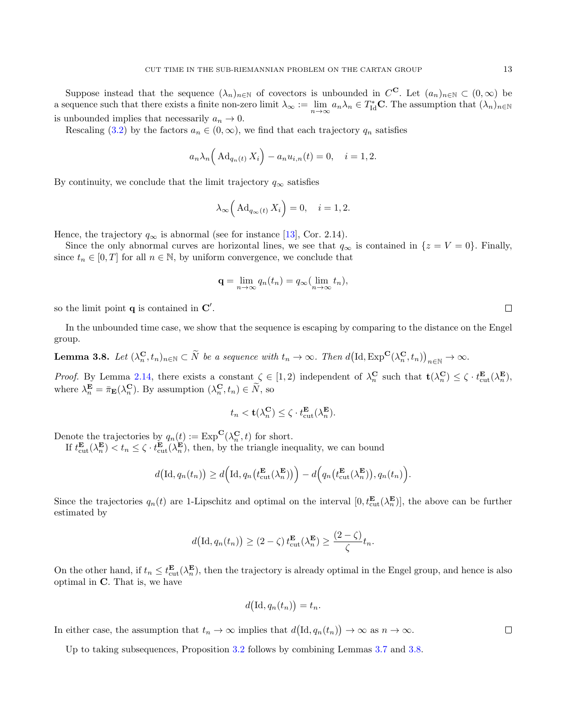Suppose instead that the sequence $(\lambda_n)_{n\in\mathbb{N}}$ of covectors is unbounded in $C^{\mathbf{C}}$. Let $(a_n)_{n\in\mathbb{N}} \subset (0,\infty)$ be a sequence such that there exists a finite non-zero limit $\lambda_\infty := \lim_{n\to\infty} a_n\lambda_n \in T^*_{\mathrm{Id}}\mathbf{C}$. The assumption that $(\lambda_n)_{n\in\mathbb{N}}$ is unbounded implies that necessarily $a_n \to 0$.

Rescaling (3.2) by the factors $a_n \in (0,\infty)$, we find that each trajectory $q_n$ satisfies

$$a_n\lambda_n\Big(\operatorname{Ad}_{q_n(t)} X_i\Big) - a_n u_{i,n}(t) = 0, \quad i = 1,2.$$

By continuity, we conclude that the limit trajectory $q_\infty$ satisfies

$$\lambda_\infty\Big(\operatorname{Ad}_{q_\infty(t)} X_i\Big) = 0, \quad i = 1,2.$$

Hence, the trajectory $q_\infty$ is abnormal (see for instance [13], Cor. 2.14).

Since the only abnormal curves are horizontal lines, we see that $q_\infty$ is contained in $\{z = V = 0\}$. Finally, since $t_n \in [0,T]$ for all $n \in \mathbb{N}$, by uniform convergence, we conclude that

$$\mathbf{q} = \lim_{n\to\infty} q_n(t_n) = q_\infty(\lim_{n\to\infty} t_n),$$

so the limit point $\mathbf{q}$ is contained in $\mathbf{C}'$. $\square$

In the unbounded time case, we show that the sequence is escaping by comparing to the distance on the Engel group.

**Lemma 3.8.** *Let $(\lambda^{\mathbf{C}}_n, t_n)_{n\in\mathbb{N}} \subset \widetilde{N}$ be a sequence with $t_n \to \infty$. Then $d\big(\mathrm{Id}, \mathrm{Exp}^{\mathbf{C}}(\lambda^{\mathbf{C}}_n, t_n)\big)_{n\in\mathbb{N}} \to \infty$.*

*Proof.* By Lemma 2.14, there exists a constant $\zeta \in [1,2)$ independent of $\lambda^{\mathbf{C}}_n$ such that $\mathbf{t}(\lambda^{\mathbf{C}}_n) \le \zeta \cdot t^{\mathbf{E}}_{\mathrm{cut}}(\lambda^{\mathbf{E}}_n)$, where $\lambda^{\mathbf{E}}_n = \bar{\pi}_{\mathbf{E}}(\lambda^{\mathbf{C}}_n)$. By assumption $(\lambda^{\mathbf{C}}_n, t_n) \in \widetilde{N}$, so

$$t_n < \mathbf{t}(\lambda^{\mathbf{C}}_n) \le \zeta \cdot t^{\mathbf{E}}_{\mathrm{cut}}(\lambda^{\mathbf{E}}_n).$$

Denote the trajectories by $q_n(t) := \mathrm{Exp}^{\mathbf{C}}(\lambda^{\mathbf{C}}_n, t)$ for short.

If $t^{\mathbf{E}}_{\mathrm{cut}}(\lambda^{\mathbf{E}}_n) < t_n \le \zeta \cdot t^{\mathbf{E}}_{\mathrm{cut}}(\lambda^{\mathbf{E}}_n)$, then, by the triangle inequality, we can bound

$$d\big(\mathrm{Id}, q_n(t_n)\big) \ge d\Big(\mathrm{Id}, q_n\big(t^{\mathbf{E}}_{\mathrm{cut}}(\lambda^{\mathbf{E}}_n)\big)\Big) - d\Big(q_n\big(t^{\mathbf{E}}_{\mathrm{cut}}(\lambda^{\mathbf{E}}_n)\big), q_n(t_n)\Big).$$

Since the trajectories $q_n(t)$ are 1-Lipschitz and optimal on the interval $[0, t^{\mathbf{E}}_{\mathrm{cut}}(\lambda^{\mathbf{E}}_n)]$, the above can be further estimated by

$$d\big(\mathrm{Id}, q_n(t_n)\big) \ge (2-\zeta)\, t^{\mathbf{E}}_{\mathrm{cut}}(\lambda^{\mathbf{E}}_n) \ge \frac{(2-\zeta)}{\zeta} t_n.$$

On the other hand, if $t_n \le t^{\mathbf{E}}_{\mathrm{cut}}(\lambda^{\mathbf{E}}_n)$, then the trajectory is already optimal in the Engel group, and hence is also optimal in $\mathbf{C}$. That is, we have

$$d\big(\mathrm{Id}, q_n(t_n)\big) = t_n.$$

In either case, the assumption that $t_n \to \infty$ implies that $d\big(\mathrm{Id}, q_n(t_n)\big) \to \infty$ as $n \to \infty$. $\square$

Up to taking subsequences, Proposition 3.2 follows by combining Lemmas 3.7 and 3.8.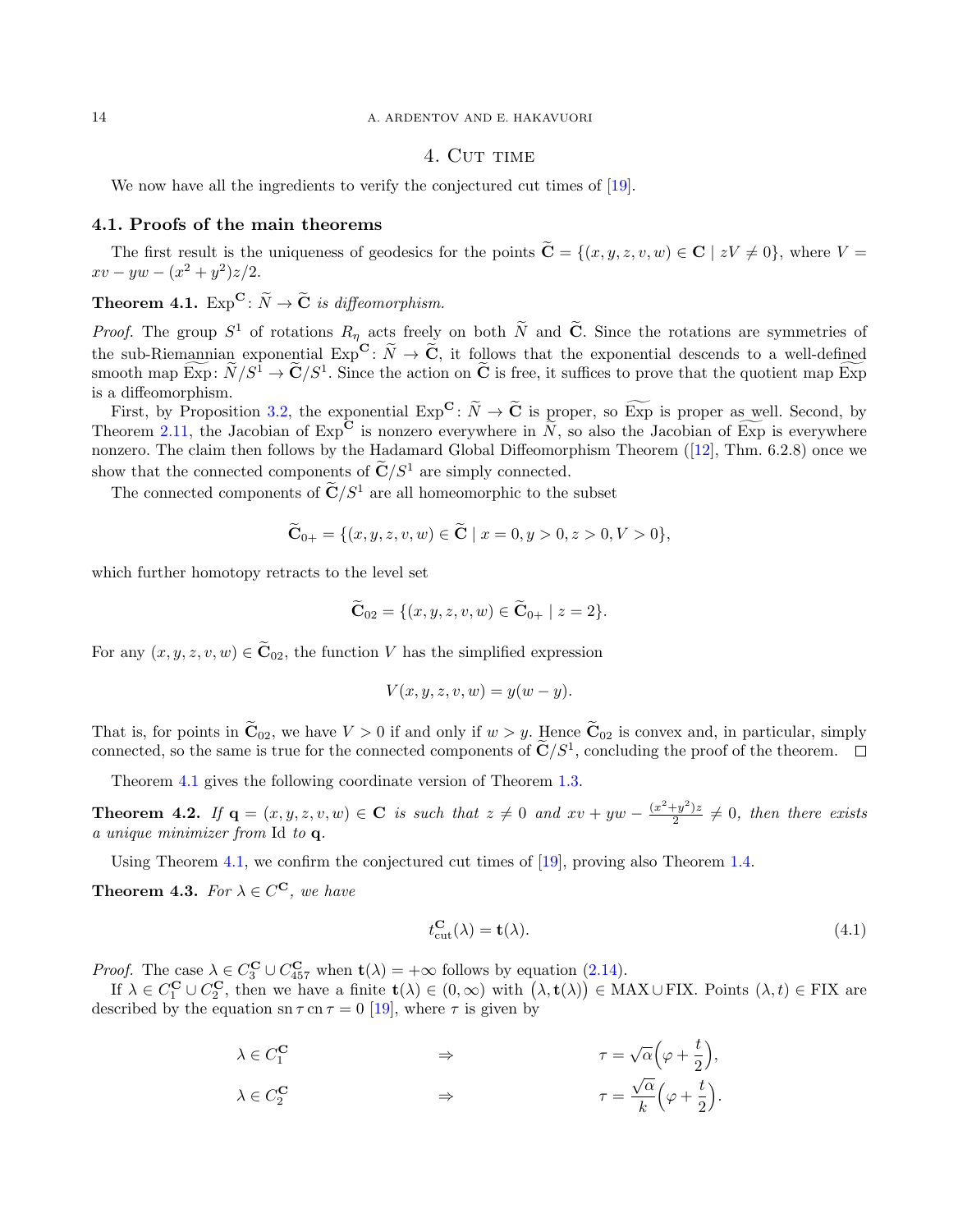## 4. Cut time

We now have all the ingredients to verify the conjectured cut times of [19].

### 4.1. Proofs of the main theorems

The first result is the uniqueness of geodesics for the points $\widetilde{\mathbf{C}} = \{(x, y, z, v, w) \in \mathbf{C} \mid zV \neq 0\}$, where $V = xv - yw - (x^2 + y^2)z/2$.

**Theorem 4.1.** *$\mathrm{Exp}^{\mathbf{C}} \colon \widetilde{N} \to \widetilde{\mathbf{C}}$ is diffeomorphism.*

*Proof.* The group $S^1$ of rotations $R_\eta$ acts freely on both $\widetilde{N}$ and $\widetilde{\mathbf{C}}$. Since the rotations are symmetries of the sub-Riemannian exponential $\mathrm{Exp}^{\mathbf{C}} \colon \widetilde{N} \to \widetilde{\mathbf{C}}$, it follows that the exponential descends to a well-defined smooth map $\widetilde{\mathrm{Exp}} \colon \widetilde{N}/S^1 \to \widetilde{\mathbf{C}}/S^1$. Since the action on $\widetilde{\mathbf{C}}$ is free, it suffices to prove that the quotient map $\widetilde{\mathrm{Exp}}$ is a diffeomorphism.

First, by Proposition 3.2, the exponential $\mathrm{Exp}^{\mathbf{C}} \colon \widetilde{N} \to \widetilde{\mathbf{C}}$ is proper, so $\widetilde{\mathrm{Exp}}$ is proper as well. Second, by Theorem 2.11, the Jacobian of $\mathrm{Exp}^{\mathbf{C}}$ is nonzero everywhere in $\widetilde{N}$, so also the Jacobian of $\widetilde{\mathrm{Exp}}$ is everywhere nonzero. The claim then follows by the Hadamard Global Diffeomorphism Theorem ([12], Thm. 6.2.8) once we show that the connected components of $\widetilde{\mathbf{C}}/S^1$ are simply connected.

The connected components of $\widetilde{\mathbf{C}}/S^1$ are all homeomorphic to the subset

$$\widetilde{\mathbf{C}}_{0+} = \{(x, y, z, v, w) \in \widetilde{\mathbf{C}} \mid x = 0, y > 0, z > 0, V > 0\},$$

which further homotopy retracts to the level set

$$\widetilde{\mathbf{C}}_{02} = \{(x, y, z, v, w) \in \widetilde{\mathbf{C}}_{0+} \mid z = 2\}.$$

For any $(x, y, z, v, w) \in \widetilde{\mathbf{C}}_{02}$, the function $V$ has the simplified expression

$$V(x, y, z, v, w) = y(w - y).$$

That is, for points in $\widetilde{\mathbf{C}}_{02}$, we have $V > 0$ if and only if $w > y$. Hence $\widetilde{\mathbf{C}}_{02}$ is convex and, in particular, simply connected, so the same is true for the connected components of $\widetilde{\mathbf{C}}/S^1$, concluding the proof of the theorem. $\square$

Theorem 4.1 gives the following coordinate version of Theorem 1.3.

**Theorem 4.2.** *If $\mathbf{q} = (x, y, z, v, w) \in \mathbf{C}$ is such that $z \neq 0$ and $xv + yw - \frac{(x^2+y^2)z}{2} \neq 0$, then there exists a unique minimizer from $\mathrm{Id}$ to $\mathbf{q}$.*

Using Theorem 4.1, we confirm the conjectured cut times of [19], proving also Theorem 1.4.

**Theorem 4.3.** *For $\lambda \in C^{\mathbf{C}}$, we have*

$$t^{\mathbf{C}}_{\mathrm{cut}}(\lambda) = \mathbf{t}(\lambda). \tag{4.1}$$

*Proof.* The case $\lambda \in C^{\mathbf{C}}_3 \cup C^{\mathbf{C}}_{457}$ when $\mathbf{t}(\lambda) = +\infty$ follows by equation (2.14).

If $\lambda \in C^{\mathbf{C}}_1 \cup C^{\mathbf{C}}_2$, then we have a finite $\mathbf{t}(\lambda) \in (0, \infty)$ with $(\lambda, \mathbf{t}(\lambda)) \in \mathrm{MAX} \cup \mathrm{FIX}$. Points $(\lambda, t) \in \mathrm{FIX}$ are described by the equation $\operatorname{sn} \tau \operatorname{cn} \tau = 0$ [19], where $\tau$ is given by

$$\lambda \in C^{\mathbf{C}}_1 \quad \Rightarrow \quad \tau = \sqrt{\alpha}\Big(\varphi + \frac{t}{2}\Big),$$

$$\lambda \in C^{\mathbf{C}}_2 \quad \Rightarrow \quad \tau = \frac{\sqrt{\alpha}}{k}\Big(\varphi + \frac{t}{2}\Big).$$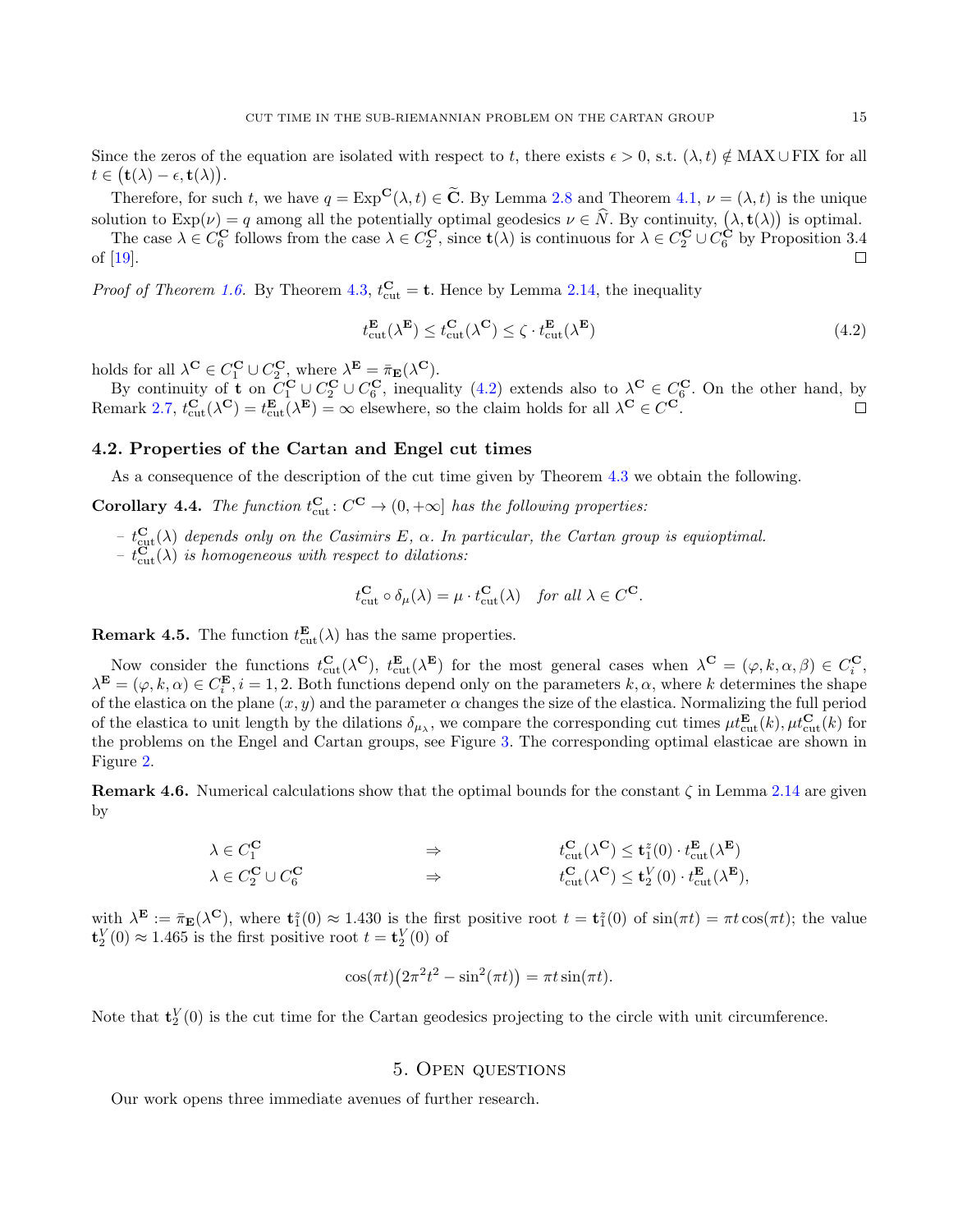Since the zeros of the equation are isolated with respect to $t$, there exists $\epsilon > 0$, s.t. $(\lambda, t) \notin \mathrm{MAX} \cup \mathrm{FIX}$ for all $t \in \big(\mathbf{t}(\lambda) - \epsilon, \mathbf{t}(\lambda)\big)$.

Therefore, for such $t$, we have $q = \mathrm{Exp}^{\mathbf{C}}(\lambda, t) \in \widetilde{\mathbf{C}}$. By Lemma 2.8 and Theorem 4.1, $\nu = (\lambda, t)$ is the unique solution to $\mathrm{Exp}(\nu) = q$ among all the potentially optimal geodesics $\nu \in \widehat{N}$. By continuity, $\big(\lambda, \mathbf{t}(\lambda)\big)$ is optimal.

The case $\lambda \in C_6^{\mathbf{C}}$ follows from the case $\lambda \in C_2^{\mathbf{C}}$, since $\mathbf{t}(\lambda)$ is continuous for $\lambda \in C_2^{\mathbf{C}} \cup C_6^{\mathbf{C}}$ by Proposition 3.4 of [19]. ∎

*Proof of Theorem 1.6.* By Theorem 4.3, $t_{\mathrm{cut}}^{\mathbf{C}} = \mathbf{t}$. Hence by Lemma 2.14, the inequality

$$t_{\mathrm{cut}}^{\mathbf{E}}(\lambda^{\mathbf{E}}) \leq t_{\mathrm{cut}}^{\mathbf{C}}(\lambda^{\mathbf{C}}) \leq \zeta \cdot t_{\mathrm{cut}}^{\mathbf{E}}(\lambda^{\mathbf{E}}) \tag{4.2}$$

holds for all $\lambda^{\mathbf{C}} \in C_1^{\mathbf{C}} \cup C_2^{\mathbf{C}}$, where $\lambda^{\mathbf{E}} = \bar{\pi}_{\mathbf{E}}(\lambda^{\mathbf{C}})$.

By continuity of $\mathbf{t}$ on $C_1^{\mathbf{C}} \cup C_2^{\mathbf{C}} \cup C_6^{\mathbf{C}}$, inequality (4.2) extends also to $\lambda^{\mathbf{C}} \in C_6^{\mathbf{C}}$. On the other hand, by Remark 2.7, $t_{\mathrm{cut}}^{\mathbf{C}}(\lambda^{\mathbf{C}}) = t_{\mathrm{cut}}^{\mathbf{E}}(\lambda^{\mathbf{E}}) = \infty$ elsewhere, so the claim holds for all $\lambda^{\mathbf{C}} \in C^{\mathbf{C}}$. ∎

### 4.2. Properties of the Cartan and Engel cut times

As a consequence of the description of the cut time given by Theorem 4.3 we obtain the following.

**Corollary 4.4.** *The function $t_{\mathrm{cut}}^{\mathbf{C}} \colon C^{\mathbf{C}} \to (0, +\infty]$ has the following properties:*

- *$t_{\mathrm{cut}}^{\mathbf{C}}(\lambda)$ depends only on the Casimirs $E$, $\alpha$. In particular, the Cartan group is equioptimal.*
- *$t_{\mathrm{cut}}^{\mathbf{C}}(\lambda)$ is homogeneous with respect to dilations:*

$$t_{\mathrm{cut}}^{\mathbf{C}} \circ \delta_{\mu}(\lambda) = \mu \cdot t_{\mathrm{cut}}^{\mathbf{C}}(\lambda) \quad \textit{for all } \lambda \in C^{\mathbf{C}}.$$

**Remark 4.5.** The function $t_{\mathrm{cut}}^{\mathbf{E}}(\lambda)$ has the same properties.

Now consider the functions $t_{\mathrm{cut}}^{\mathbf{C}}(\lambda^{\mathbf{C}})$, $t_{\mathrm{cut}}^{\mathbf{E}}(\lambda^{\mathbf{E}})$ for the most general cases when $\lambda^{\mathbf{C}} = (\varphi, k, \alpha, \beta) \in C_i^{\mathbf{C}}$, $\lambda^{\mathbf{E}} = (\varphi, k, \alpha) \in C_i^{\mathbf{E}}$, $i = 1, 2$. Both functions depend only on the parameters $k, \alpha$, where $k$ determines the shape of the elastica on the plane $(x, y)$ and the parameter $\alpha$ changes the size of the elastica. Normalizing the full period of the elastica to unit length by the dilations $\delta_{\mu_\lambda}$, we compare the corresponding cut times $\mu t_{\mathrm{cut}}^{\mathbf{E}}(k), \mu t_{\mathrm{cut}}^{\mathbf{C}}(k)$ for the problems on the Engel and Cartan groups, see Figure 3. The corresponding optimal elasticae are shown in Figure 2.

**Remark 4.6.** Numerical calculations show that the optimal bounds for the constant $\zeta$ in Lemma 2.14 are given by

$$\begin{aligned}
\lambda \in C_1^{\mathbf{C}} \qquad &\Rightarrow \qquad t_{\mathrm{cut}}^{\mathbf{C}}(\lambda^{\mathbf{C}}) \leq \mathbf{t}_1^{z}(0) \cdot t_{\mathrm{cut}}^{\mathbf{E}}(\lambda^{\mathbf{E}}) \\
\lambda \in C_2^{\mathbf{C}} \cup C_6^{\mathbf{C}} \qquad &\Rightarrow \qquad t_{\mathrm{cut}}^{\mathbf{C}}(\lambda^{\mathbf{C}}) \leq \mathbf{t}_2^{V}(0) \cdot t_{\mathrm{cut}}^{\mathbf{E}}(\lambda^{\mathbf{E}}),
\end{aligned}$$

with $\lambda^{\mathbf{E}} := \bar{\pi}_{\mathbf{E}}(\lambda^{\mathbf{C}})$, where $\mathbf{t}_1^{z}(0) \approx 1.430$ is the first positive root $t = \mathbf{t}_1^{z}(0)$ of $\sin(\pi t) = \pi t \cos(\pi t)$; the value $\mathbf{t}_2^{V}(0) \approx 1.465$ is the first positive root $t = \mathbf{t}_2^{V}(0)$ of

$$\cos(\pi t)\big(2\pi^2 t^2 - \sin^2(\pi t)\big) = \pi t \sin(\pi t).$$

Note that $\mathbf{t}_2^{V}(0)$ is the cut time for the Cartan geodesics projecting to the circle with unit circumference.

## 5. Open questions

Our work opens three immediate avenues of further research.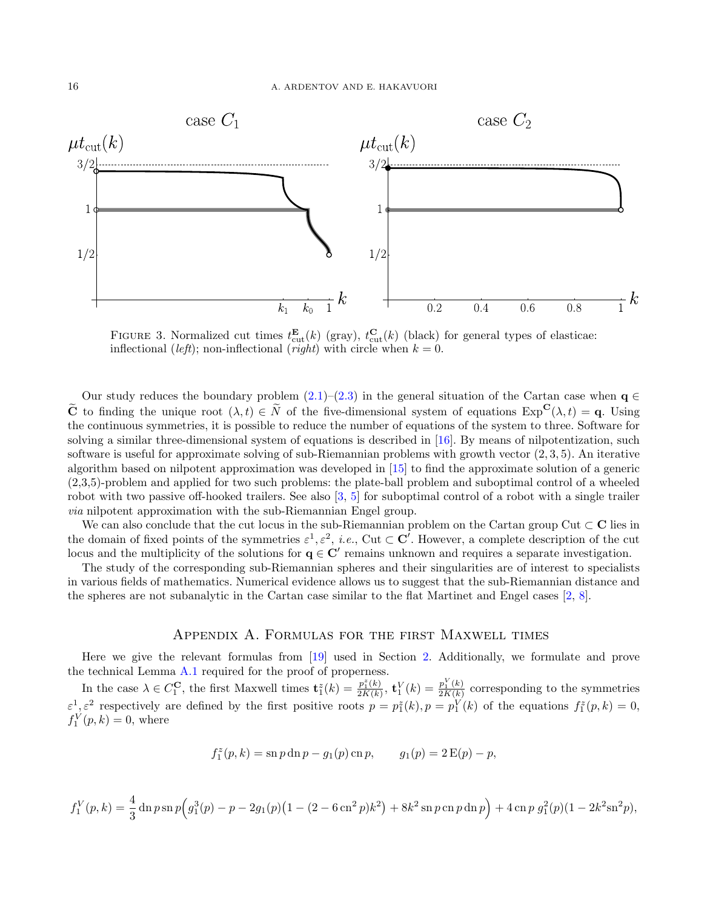FIGURE 3. Normalized cut times $t^{\mathbf{E}}_{\text{cut}}(k)$ (gray), $t^{\mathbf{C}}_{\text{cut}}(k)$ (black) for general types of elasticae: inflectional (*left*); non-inflectional (*right*) with circle when $k = 0$.

Our study reduces the boundary problem (2.1)–(2.3) in the general situation of the Cartan case when $\mathbf{q} \in \widetilde{\mathbf{C}}$ to finding the unique root $(\lambda, t) \in \widetilde{N}$ of the five-dimensional system of equations $\mathrm{Exp}^{\mathbf{C}}(\lambda, t) = \mathbf{q}$. Using the continuous symmetries, it is possible to reduce the number of equations of the system to three. Software for solving a similar three-dimensional system of equations is described in [16]. By means of nilpotentization, such software is useful for approximate solving of sub-Riemannian problems with growth vector $(2, 3, 5)$. An iterative algorithm based on nilpotent approximation was developed in [15] to find the approximate solution of a generic (2,3,5)-problem and applied for two such problems: the plate-ball problem and suboptimal control of a wheeled robot with two passive off-hooked trailers. See also [3, 5] for suboptimal control of a robot with a single trailer *via* nilpotent approximation with the sub-Riemannian Engel group.

We can also conclude that the cut locus in the sub-Riemannian problem on the Cartan group $\mathrm{Cut} \subset \mathbf{C}$ lies in the domain of fixed points of the symmetries $\varepsilon^1, \varepsilon^2$, *i.e.*, $\mathrm{Cut} \subset \mathbf{C}'$. However, a complete description of the cut locus and the multiplicity of the solutions for $\mathbf{q} \in \mathbf{C}'$ remains unknown and requires a separate investigation.

The study of the corresponding sub-Riemannian spheres and their singularities are of interest to specialists in various fields of mathematics. Numerical evidence allows us to suggest that the sub-Riemannian distance and the spheres are not subanalytic in the Cartan case similar to the flat Martinet and Engel cases [2, 8].

## Appendix A. Formulas for the first Maxwell times

Here we give the relevant formulas from [19] used in Section 2. Additionally, we formulate and prove the technical Lemma A.1 required for the proof of properness.

In the case $\lambda \in C_1^{\mathbf{C}}$, the first Maxwell times $\mathbf{t}_1^z(k) = \frac{p_1^z(k)}{2K(k)}$, $\mathbf{t}_1^V(k) = \frac{p_1^V(k)}{2K(k)}$ corresponding to the symmetries $\varepsilon^1, \varepsilon^2$ respectively are defined by the first positive roots $p = p_1^z(k), p = p_1^V(k)$ of the equations $f_1^z(p, k) = 0$, $f_1^V(p, k) = 0$, where

$$f_1^z(p, k) = \operatorname{sn} p \operatorname{dn} p - g_1(p) \operatorname{cn} p, \qquad g_1(p) = 2\,\mathrm{E}(p) - p,$$

$$f_1^V(p, k) = \frac{4}{3} \operatorname{dn} p \operatorname{sn} p \Big( g_1^3(p) - p - 2g_1(p)\big(1 - (2 - 6\operatorname{cn}^2 p)k^2\big) + 8k^2 \operatorname{sn} p \operatorname{cn} p \operatorname{dn} p \Big) + 4 \operatorname{cn} p \; g_1^2(p)(1 - 2k^2 \operatorname{sn}^2 p),$$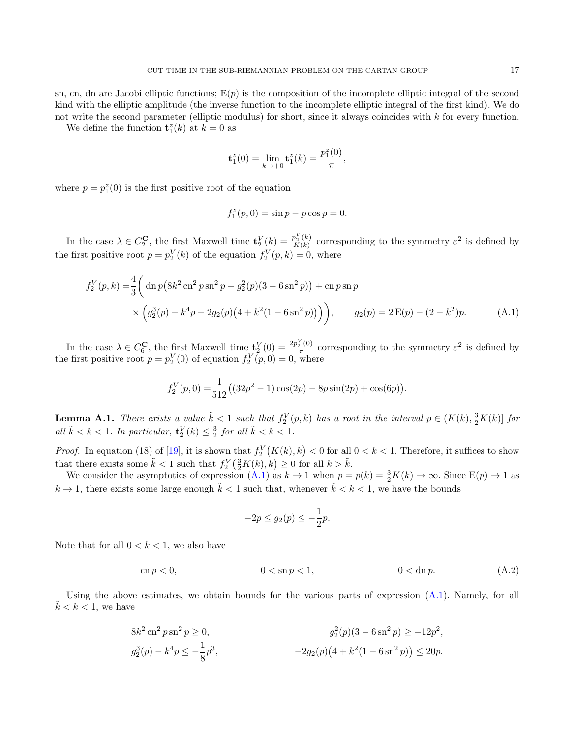sn, cn, dn are Jacobi elliptic functions; $\mathrm{E}(p)$ is the composition of the incomplete elliptic integral of the second kind with the elliptic amplitude (the inverse function to the incomplete elliptic integral of the first kind). We do not write the second parameter (elliptic modulus) for short, since it always coincides with $k$ for every function.

We define the function $\mathbf{t}_1^z(k)$ at $k=0$ as

$$\mathbf{t}_1^z(0) = \lim_{k\to+0} \mathbf{t}_1^z(k) = \frac{p_1^z(0)}{\pi},$$

where $p = p_1^z(0)$ is the first positive root of the equation

$$f_1^z(p,0) = \sin p - p\cos p = 0.$$

In the case $\lambda \in C_2^{\mathbf{C}}$, the first Maxwell time $\mathbf{t}_2^V(k) = \frac{p_2^V(k)}{K(k)}$ corresponding to the symmetry $\varepsilon^2$ is defined by the first positive root $p = p_2^V(k)$ of the equation $f_2^V(p,k) = 0$, where

$$\begin{aligned} f_2^V(p,k) =& \frac{4}{3}\bigg( \operatorname{dn} p \big( 8k^2 \operatorname{cn}^2 p \operatorname{sn}^2 p + g_2^2(p)(3 - 6\operatorname{sn}^2 p)\big) + \operatorname{cn} p \operatorname{sn} p \\ & \times \Big( g_2^3(p) - k^4 p - 2g_2(p)\big(4 + k^2(1 - 6\operatorname{sn}^2 p)\big)\Big)\bigg), \qquad g_2(p) = 2\,\mathrm{E}(p) - (2-k^2)p. \end{aligned} \tag{A.1}$$

In the case $\lambda \in C_6^{\mathbf{C}}$, the first Maxwell time $\mathbf{t}_2^V(0) = \frac{2p_2^V(0)}{\pi}$ corresponding to the symmetry $\varepsilon^2$ is defined by the first positive root $p = p_2^V(0)$ of equation $f_2^V(p,0) = 0$, where

$$f_2^V(p,0) = \frac{1}{512}\big( (32p^2 - 1)\cos(2p) - 8p\sin(2p) + \cos(6p)\big).$$

**Lemma A.1.** *There exists a value $\tilde{k} < 1$ such that $f_2^V(p,k)$ has a root in the interval $p \in (K(k), \frac{3}{2}K(k)]$ for all $\tilde{k} < k < 1$. In particular, $\mathbf{t}_2^V(k) \leq \frac{3}{2}$ for all $\tilde{k} < k < 1$.*

*Proof.* In equation (18) of [19], it is shown that $f_2^V\big(K(k),k\big) < 0$ for all $0 < k < 1$. Therefore, it suffices to show that there exists some $\tilde{k} < 1$ such that $f_2^V\big(\frac{3}{2}K(k),k\big) \geq 0$ for all $k > \tilde{k}$.

We consider the asymptotics of expression (A.1) as $k \to 1$ when $p = p(k) = \frac{3}{2}K(k) \to \infty$. Since $\mathrm{E}(p) \to 1$ as $k \to 1$, there exists some large enough $\tilde{k} < 1$ such that, whenever $\tilde{k} < k < 1$, we have the bounds

$$-2p \leq g_2(p) \leq -\frac{1}{2}p.$$

Note that for all $0 < k < 1$, we also have

$$\operatorname{cn} p < 0, \qquad\qquad 0 < \operatorname{sn} p < 1, \qquad\qquad 0 < \operatorname{dn} p. \tag{A.2}$$

Using the above estimates, we obtain bounds for the various parts of expression (A.1). Namely, for all $\tilde{k} < k < 1$, we have

$$8k^2\operatorname{cn}^2 p \operatorname{sn}^2 p \geq 0, \qquad\qquad g_2^2(p)(3 - 6\operatorname{sn}^2 p) \geq -12p^2,$$

$$g_2^3(p) - k^4 p \leq -\frac{1}{8}p^3, \qquad\qquad -2g_2(p)\big(4 + k^2(1 - 6\operatorname{sn}^2 p)\big) \leq 20p.$$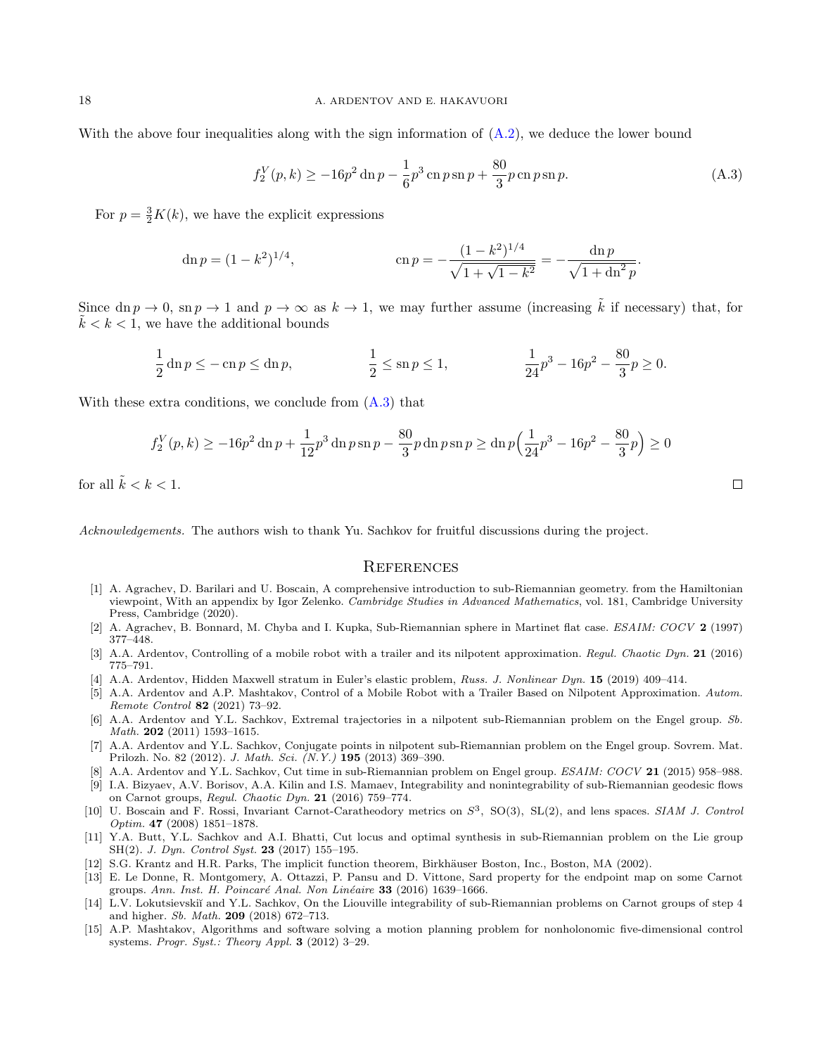With the above four inequalities along with the sign information of (A.2), we deduce the lower bound

$$f_2^V(p,k) \geq -16p^2 \operatorname{dn} p - \frac{1}{6}p^3 \operatorname{cn} p \operatorname{sn} p + \frac{80}{3} p \operatorname{cn} p \operatorname{sn} p. \tag{A.3}$$

For $p = \frac{3}{2}K(k)$, we have the explicit expressions

$$\operatorname{dn} p = (1-k^2)^{1/4}, \qquad \operatorname{cn} p = -\frac{(1-k^2)^{1/4}}{\sqrt{1+\sqrt{1-k^2}}} = -\frac{\operatorname{dn} p}{\sqrt{1+\operatorname{dn}^2 p}}.$$

Since $\operatorname{dn} p \to 0$, $\operatorname{sn} p \to 1$ and $p \to \infty$ as $k \to 1$, we may further assume (increasing $\tilde{k}$ if necessary) that, for $\tilde{k} < k < 1$, we have the additional bounds

$$\frac{1}{2}\operatorname{dn} p \leq -\operatorname{cn} p \leq \operatorname{dn} p, \qquad \frac{1}{2} \leq \operatorname{sn} p \leq 1, \qquad \frac{1}{24}p^3 - 16p^2 - \frac{80}{3}p \geq 0.$$

With these extra conditions, we conclude from (A.3) that

$$f_2^V(p,k) \geq -16p^2 \operatorname{dn} p + \frac{1}{12}p^3 \operatorname{dn} p \operatorname{sn} p - \frac{80}{3} p \operatorname{dn} p \operatorname{sn} p \geq \operatorname{dn} p \Big( \frac{1}{24}p^3 - 16p^2 - \frac{80}{3}p \Big) \geq 0$$

for all $\tilde{k} < k < 1$. □

*Acknowledgements.* The authors wish to thank Yu. Sachkov for fruitful discussions during the project.

## References

[1] A. Agrachev, D. Barilari and U. Boscain, A comprehensive introduction to sub-Riemannian geometry. from the Hamiltonian viewpoint, With an appendix by Igor Zelenko. *Cambridge Studies in Advanced Mathematics*, vol. 181, Cambridge University Press, Cambridge (2020).

[2] A. Agrachev, B. Bonnard, M. Chyba and I. Kupka, Sub-Riemannian sphere in Martinet flat case. *ESAIM: COCV* **2** (1997) 377–448.

[3] A.A. Ardentov, Controlling of a mobile robot with a trailer and its nilpotent approximation. *Regul. Chaotic Dyn.* **21** (2016) 775–791.

[4] A.A. Ardentov, Hidden Maxwell stratum in Euler's elastic problem, *Russ. J. Nonlinear Dyn.* **15** (2019) 409–414.

[5] A.A. Ardentov and A.P. Mashtakov, Control of a Mobile Robot with a Trailer Based on Nilpotent Approximation. *Autom. Remote Control* **82** (2021) 73–92.

[6] A.A. Ardentov and Y.L. Sachkov, Extremal trajectories in a nilpotent sub-Riemannian problem on the Engel group. *Sb. Math.* **202** (2011) 1593–1615.

[7] A.A. Ardentov and Y.L. Sachkov, Conjugate points in nilpotent sub-Riemannian problem on the Engel group. Sovrem. Mat. Prilozh. No. 82 (2012). *J. Math. Sci. (N.Y.)* **195** (2013) 369–390.

[8] A.A. Ardentov and Y.L. Sachkov, Cut time in sub-Riemannian problem on Engel group. *ESAIM: COCV* **21** (2015) 958–988.

[9] I.A. Bizyaev, A.V. Borisov, A.A. Kilin and I.S. Mamaev, Integrability and nonintegrability of sub-Riemannian geodesic flows on Carnot groups, *Regul. Chaotic Dyn.* **21** (2016) 759–774.

[10] U. Boscain and F. Rossi, Invariant Carnot-Caratheodory metrics on $S^3$, SO(3), SL(2), and lens spaces. *SIAM J. Control Optim.* **47** (2008) 1851–1878.

[11] Y.A. Butt, Y.L. Sachkov and A.I. Bhatti, Cut locus and optimal synthesis in sub-Riemannian problem on the Lie group SH(2). *J. Dyn. Control Syst.* **23** (2017) 155–195.

[12] S.G. Krantz and H.R. Parks, The implicit function theorem, Birkhäuser Boston, Inc., Boston, MA (2002).

[13] E. Le Donne, R. Montgomery, A. Ottazzi, P. Pansu and D. Vittone, Sard property for the endpoint map on some Carnot groups. *Ann. Inst. H. Poincaré Anal. Non Linéaire* **33** (2016) 1639–1666.

[14] L.V. Lokutsievskiĭ and Y.L. Sachkov, On the Liouville integrability of sub-Riemannian problems on Carnot groups of step 4 and higher. *Sb. Math.* **209** (2018) 672–713.

[15] A.P. Mashtakov, Algorithms and software solving a motion planning problem for nonholonomic five-dimensional control systems. *Progr. Syst.: Theory Appl.* **3** (2012) 3–29.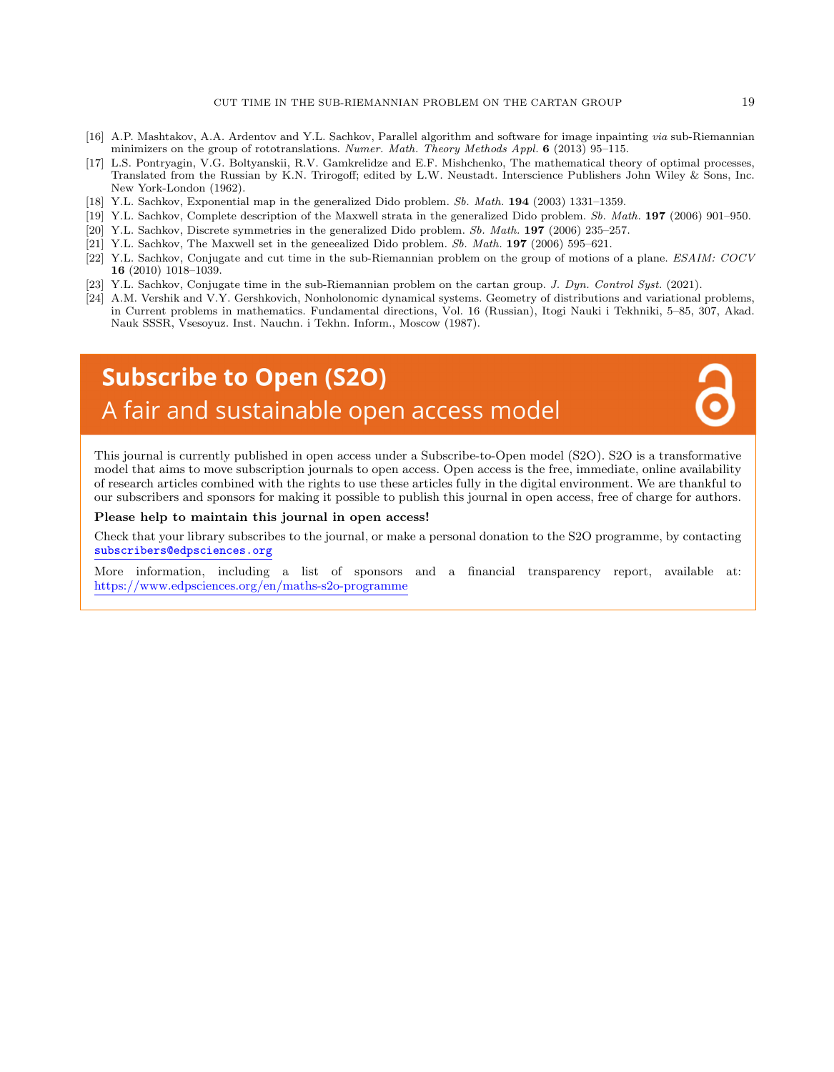[16] A.P. Mashtakov, A.A. Ardentov and Y.L. Sachkov, Parallel algorithm and software for image inpainting *via* sub-Riemannian minimizers on the group of rototranslations. *Numer. Math. Theory Methods Appl.* **6** (2013) 95–115.

[17] L.S. Pontryagin, V.G. Boltyanskii, R.V. Gamkrelidze and E.F. Mishchenko, The mathematical theory of optimal processes, Translated from the Russian by K.N. Trirogoff; edited by L.W. Neustadt. Interscience Publishers John Wiley & Sons, Inc. New York-London (1962).

[18] Y.L. Sachkov, Exponential map in the generalized Dido problem. *Sb. Math.* **194** (2003) 1331–1359.

[19] Y.L. Sachkov, Complete description of the Maxwell strata in the generalized Dido problem. *Sb. Math.* **197** (2006) 901–950.

[20] Y.L. Sachkov, Discrete symmetries in the generalized Dido problem. *Sb. Math.* **197** (2006) 235–257.

[21] Y.L. Sachkov, The Maxwell set in the geneealized Dido problem. *Sb. Math.* **197** (2006) 595–621.

[22] Y.L. Sachkov, Conjugate and cut time in the sub-Riemannian problem on the group of motions of a plane. *ESAIM: COCV* **16** (2010) 1018–1039.

[23] Y.L. Sachkov, Conjugate time in the sub-Riemannian problem on the cartan group. *J. Dyn. Control Syst.* (2021).

[24] A.M. Vershik and V.Y. Gershkovich, Nonholonomic dynamical systems. Geometry of distributions and variational problems, in Current problems in mathematics. Fundamental directions, Vol. 16 (Russian), Itogi Nauki i Tekhniki, 5–85, 307, Akad. Nauk SSSR, Vsesoyuz. Inst. Nauchn. i Tekhn. Inform., Moscow (1987).

## Subscribe to Open (S2O)
### A fair and sustainable open access model

This journal is currently published in open access under a Subscribe-to-Open model (S2O). S2O is a transformative model that aims to move subscription journals to open access. Open access is the free, immediate, online availability of research articles combined with the rights to use these articles fully in the digital environment. We are thankful to our subscribers and sponsors for making it possible to publish this journal in open access, free of charge for authors.

**Please help to maintain this journal in open access!**

Check that your library subscribes to the journal, or make a personal donation to the S2O programme, by contacting subscribers@edpsciences.org

More information, including a list of sponsors and a financial transparency report, available at: https://www.edpsciences.org/en/maths-s2o-programme